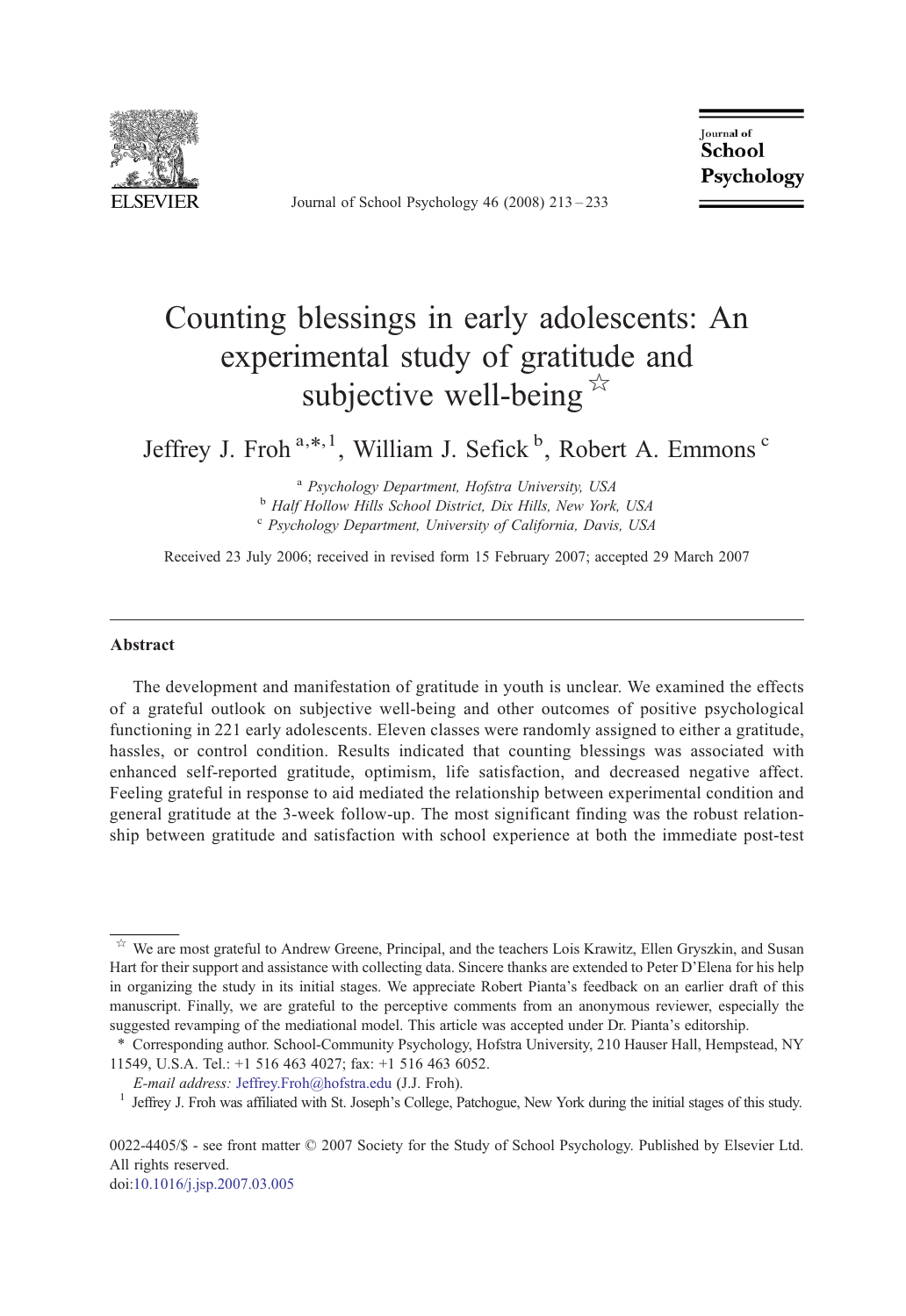# Counting blessings in early adolescents: An experimental study of gratitude and subjective well-being ☆

Jeffrey J. Froh [a,*,1], William J. Sefick [b], Robert A. Emmons [c]

[a] *Psychology Department, Hofstra University, USA*
[b] *Half Hollow Hills School District, Dix Hills, New York, USA*
[c] *Psychology Department, University of California, Davis, USA*

Received 23 July 2006; received in revised form 15 February 2007; accepted 29 March 2007

---

## Abstract

The development and manifestation of gratitude in youth is unclear. We examined the effects of a grateful outlook on subjective well-being and other outcomes of positive psychological functioning in 221 early adolescents. Eleven classes were randomly assigned to either a gratitude, hassles, or control condition. Results indicated that counting blessings was associated with enhanced self-reported gratitude, optimism, life satisfaction, and decreased negative affect. Feeling grateful in response to aid mediated the relationship between experimental condition and general gratitude at the 3-week follow-up. The most significant finding was the robust relationship between gratitude and satisfaction with school experience at both the immediate post-test

---

☆ We are most grateful to Andrew Greene, Principal, and the teachers Lois Krawitz, Ellen Gryszkin, and Susan Hart for their support and assistance with collecting data. Sincere thanks are extended to Peter D'Elena for his help in organizing the study in its initial stages. We appreciate Robert Pianta's feedback on an earlier draft of this manuscript. Finally, we are grateful to the perceptive comments from an anonymous reviewer, especially the suggested revamping of the mediational model. This article was accepted under Dr. Pianta's editorship.

\* Corresponding author. School-Community Psychology, Hofstra University, 210 Hauser Hall, Hempstead, NY 11549, U.S.A. Tel.: +1 516 463 4027; fax: +1 516 463 6052.

*E-mail address:* Jeffrey.Froh@hofstra.edu (J.J. Froh).

1 Jeffrey J. Froh was affiliated with St. Joseph's College, Patchogue, New York during the initial stages of this study.

0022-4405/$ - see front matter © 2007 Society for the Study of School Psychology. Published by Elsevier Ltd. All rights reserved.
doi:10.1016/j.jsp.2007.03.005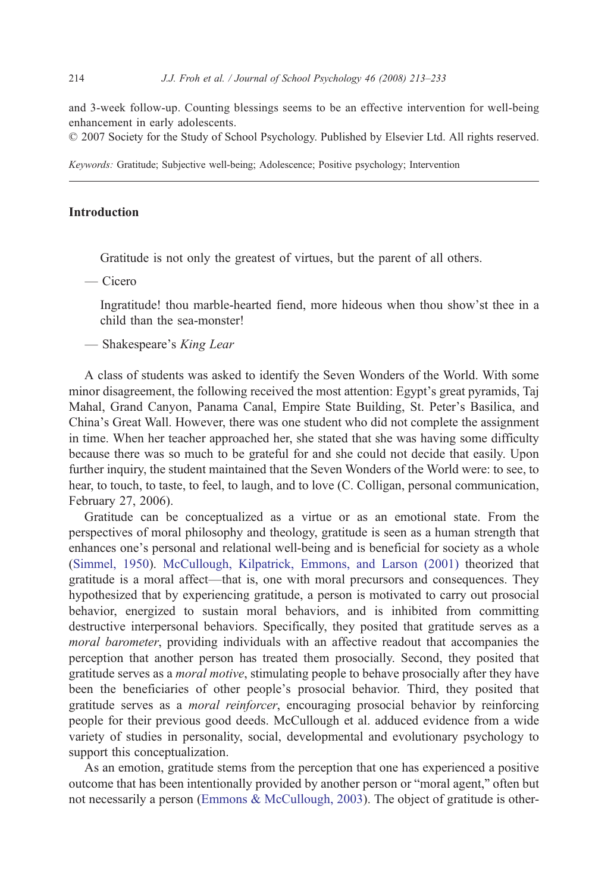and 3-week follow-up. Counting blessings seems to be an effective intervention for well-being enhancement in early adolescents.

© 2007 Society for the Study of School Psychology. Published by Elsevier Ltd. All rights reserved.

*Keywords:* Gratitude; Subjective well-being; Adolescence; Positive psychology; Intervention

## Introduction

> Gratitude is not only the greatest of virtues, but the parent of all others.
>
> — Cicero
>
> Ingratitude! thou marble-hearted fiend, more hideous when thou show'st thee in a child than the sea-monster!
>
> — Shakespeare's *King Lear*

A class of students was asked to identify the Seven Wonders of the World. With some minor disagreement, the following received the most attention: Egypt's great pyramids, Taj Mahal, Grand Canyon, Panama Canal, Empire State Building, St. Peter's Basilica, and China's Great Wall. However, there was one student who did not complete the assignment in time. When her teacher approached her, she stated that she was having some difficulty because there was so much to be grateful for and she could not decide that easily. Upon further inquiry, the student maintained that the Seven Wonders of the World were: to see, to hear, to touch, to taste, to feel, to laugh, and to love (C. Colligan, personal communication, February 27, 2006).

Gratitude can be conceptualized as a virtue or as an emotional state. From the perspectives of moral philosophy and theology, gratitude is seen as a human strength that enhances one's personal and relational well-being and is beneficial for society as a whole (Simmel, 1950). McCullough, Kilpatrick, Emmons, and Larson (2001) theorized that gratitude is a moral affect—that is, one with moral precursors and consequences. They hypothesized that by experiencing gratitude, a person is motivated to carry out prosocial behavior, energized to sustain moral behaviors, and is inhibited from committing destructive interpersonal behaviors. Specifically, they posited that gratitude serves as a *moral barometer*, providing individuals with an affective readout that accompanies the perception that another person has treated them prosocially. Second, they posited that gratitude serves as a *moral motive*, stimulating people to behave prosocially after they have been the beneficiaries of other people's prosocial behavior. Third, they posited that gratitude serves as a *moral reinforcer*, encouraging prosocial behavior by reinforcing people for their previous good deeds. McCullough et al. adduced evidence from a wide variety of studies in personality, social, developmental and evolutionary psychology to support this conceptualization.

As an emotion, gratitude stems from the perception that one has experienced a positive outcome that has been intentionally provided by another person or "moral agent," often but not necessarily a person (Emmons & McCullough, 2003). The object of gratitude is other-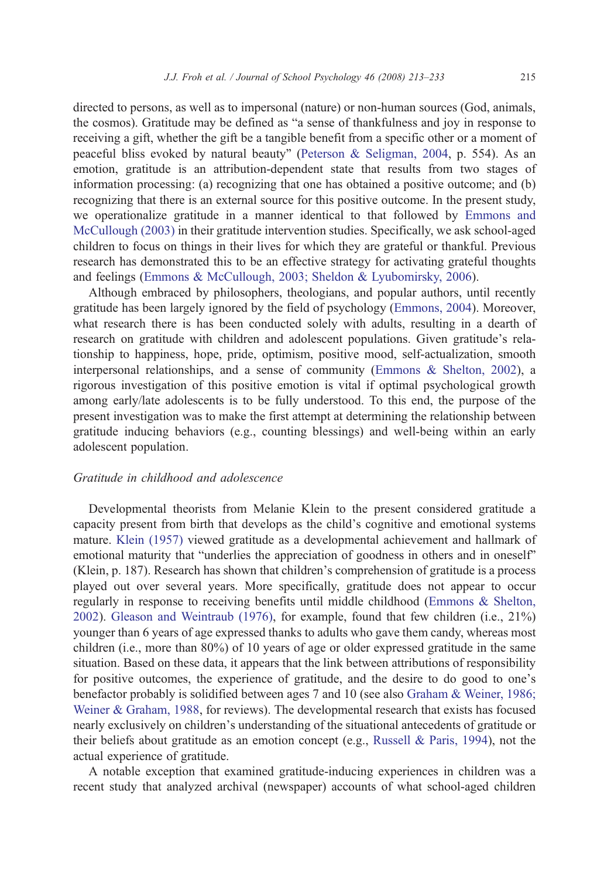directed to persons, as well as to impersonal (nature) or non-human sources (God, animals, the cosmos). Gratitude may be defined as "a sense of thankfulness and joy in response to receiving a gift, whether the gift be a tangible benefit from a specific other or a moment of peaceful bliss evoked by natural beauty" (Peterson & Seligman, 2004, p. 554). As an emotion, gratitude is an attribution-dependent state that results from two stages of information processing: (a) recognizing that one has obtained a positive outcome; and (b) recognizing that there is an external source for this positive outcome. In the present study, we operationalize gratitude in a manner identical to that followed by Emmons and McCullough (2003) in their gratitude intervention studies. Specifically, we ask school-aged children to focus on things in their lives for which they are grateful or thankful. Previous research has demonstrated this to be an effective strategy for activating grateful thoughts and feelings (Emmons & McCullough, 2003; Sheldon & Lyubomirsky, 2006).

Although embraced by philosophers, theologians, and popular authors, until recently gratitude has been largely ignored by the field of psychology (Emmons, 2004). Moreover, what research there is has been conducted solely with adults, resulting in a dearth of research on gratitude with children and adolescent populations. Given gratitude's relationship to happiness, hope, pride, optimism, positive mood, self-actualization, smooth interpersonal relationships, and a sense of community (Emmons & Shelton, 2002), a rigorous investigation of this positive emotion is vital if optimal psychological growth among early/late adolescents is to be fully understood. To this end, the purpose of the present investigation was to make the first attempt at determining the relationship between gratitude inducing behaviors (e.g., counting blessings) and well-being within an early adolescent population.

### *Gratitude in childhood and adolescence*

Developmental theorists from Melanie Klein to the present considered gratitude a capacity present from birth that develops as the child's cognitive and emotional systems mature. Klein (1957) viewed gratitude as a developmental achievement and hallmark of emotional maturity that "underlies the appreciation of goodness in others and in oneself" (Klein, p. 187). Research has shown that children's comprehension of gratitude is a process played out over several years. More specifically, gratitude does not appear to occur regularly in response to receiving benefits until middle childhood (Emmons & Shelton, 2002). Gleason and Weintraub (1976), for example, found that few children (i.e., 21%) younger than 6 years of age expressed thanks to adults who gave them candy, whereas most children (i.e., more than 80%) of 10 years of age or older expressed gratitude in the same situation. Based on these data, it appears that the link between attributions of responsibility for positive outcomes, the experience of gratitude, and the desire to do good to one's benefactor probably is solidified between ages 7 and 10 (see also Graham & Weiner, 1986; Weiner & Graham, 1988, for reviews). The developmental research that exists has focused nearly exclusively on children's understanding of the situational antecedents of gratitude or their beliefs about gratitude as an emotion concept (e.g., Russell & Paris, 1994), not the actual experience of gratitude.

A notable exception that examined gratitude-inducing experiences in children was a recent study that analyzed archival (newspaper) accounts of what school-aged children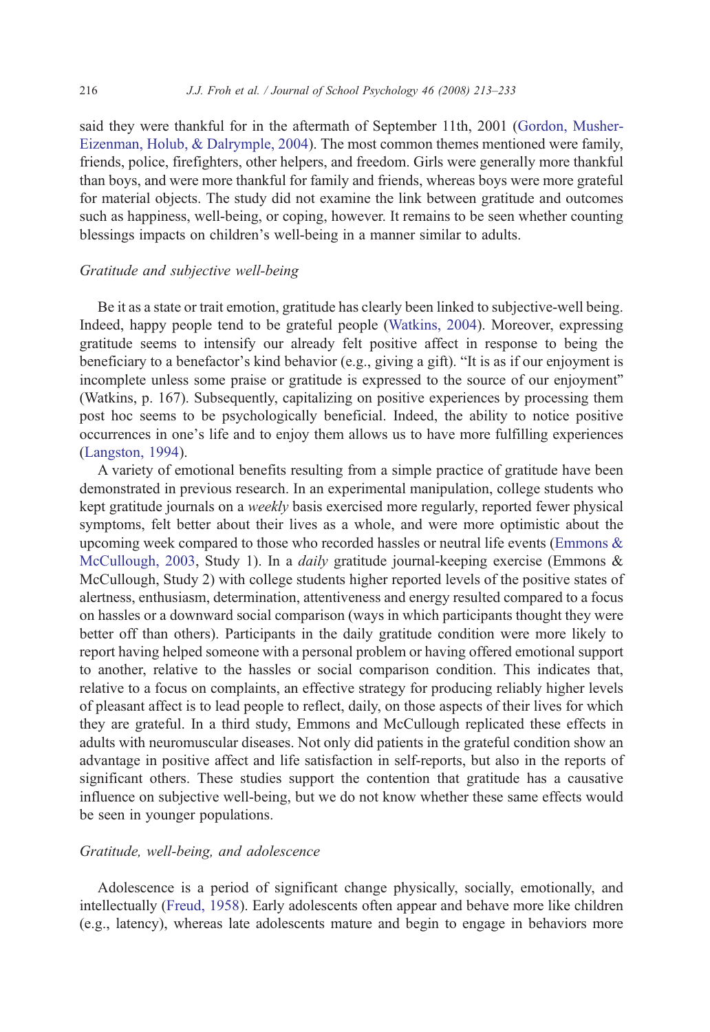said they were thankful for in the aftermath of September 11th, 2001 (Gordon, Musher-Eizenman, Holub, & Dalrymple, 2004). The most common themes mentioned were family, friends, police, firefighters, other helpers, and freedom. Girls were generally more thankful than boys, and were more thankful for family and friends, whereas boys were more grateful for material objects. The study did not examine the link between gratitude and outcomes such as happiness, well-being, or coping, however. It remains to be seen whether counting blessings impacts on children's well-being in a manner similar to adults.

### *Gratitude and subjective well-being*

Be it as a state or trait emotion, gratitude has clearly been linked to subjective-well being. Indeed, happy people tend to be grateful people (Watkins, 2004). Moreover, expressing gratitude seems to intensify our already felt positive affect in response to being the beneficiary to a benefactor's kind behavior (e.g., giving a gift). "It is as if our enjoyment is incomplete unless some praise or gratitude is expressed to the source of our enjoyment" (Watkins, p. 167). Subsequently, capitalizing on positive experiences by processing them post hoc seems to be psychologically beneficial. Indeed, the ability to notice positive occurrences in one's life and to enjoy them allows us to have more fulfilling experiences (Langston, 1994).

A variety of emotional benefits resulting from a simple practice of gratitude have been demonstrated in previous research. In an experimental manipulation, college students who kept gratitude journals on a *weekly* basis exercised more regularly, reported fewer physical symptoms, felt better about their lives as a whole, and were more optimistic about the upcoming week compared to those who recorded hassles or neutral life events (Emmons & McCullough, 2003, Study 1). In a *daily* gratitude journal-keeping exercise (Emmons & McCullough, Study 2) with college students higher reported levels of the positive states of alertness, enthusiasm, determination, attentiveness and energy resulted compared to a focus on hassles or a downward social comparison (ways in which participants thought they were better off than others). Participants in the daily gratitude condition were more likely to report having helped someone with a personal problem or having offered emotional support to another, relative to the hassles or social comparison condition. This indicates that, relative to a focus on complaints, an effective strategy for producing reliably higher levels of pleasant affect is to lead people to reflect, daily, on those aspects of their lives for which they are grateful. In a third study, Emmons and McCullough replicated these effects in adults with neuromuscular diseases. Not only did patients in the grateful condition show an advantage in positive affect and life satisfaction in self-reports, but also in the reports of significant others. These studies support the contention that gratitude has a causative influence on subjective well-being, but we do not know whether these same effects would be seen in younger populations.

### *Gratitude, well-being, and adolescence*

Adolescence is a period of significant change physically, socially, emotionally, and intellectually (Freud, 1958). Early adolescents often appear and behave more like children (e.g., latency), whereas late adolescents mature and begin to engage in behaviors more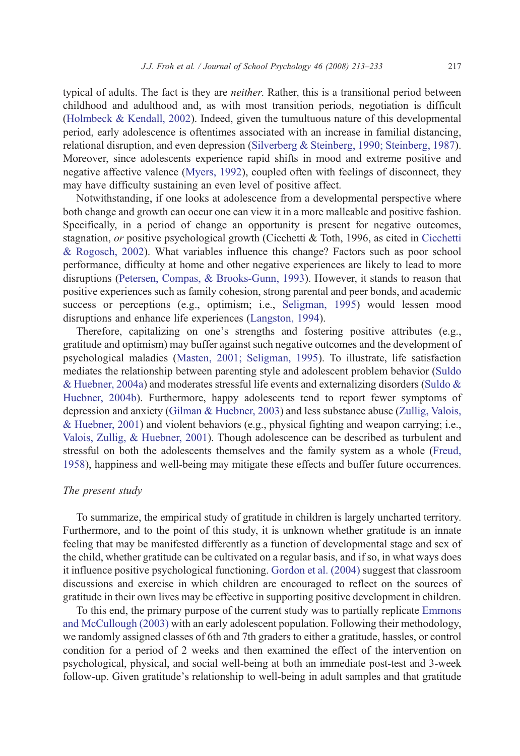typical of adults. The fact is they are *neither*. Rather, this is a transitional period between childhood and adulthood and, as with most transition periods, negotiation is difficult (Holmbeck & Kendall, 2002). Indeed, given the tumultuous nature of this developmental period, early adolescence is oftentimes associated with an increase in familial distancing, relational disruption, and even depression (Silverberg & Steinberg, 1990; Steinberg, 1987). Moreover, since adolescents experience rapid shifts in mood and extreme positive and negative affective valence (Myers, 1992), coupled often with feelings of disconnect, they may have difficulty sustaining an even level of positive affect.

Notwithstanding, if one looks at adolescence from a developmental perspective where both change and growth can occur one can view it in a more malleable and positive fashion. Specifically, in a period of change an opportunity is present for negative outcomes, stagnation, *or* positive psychological growth (Cicchetti & Toth, 1996, as cited in Cicchetti & Rogosch, 2002). What variables influence this change? Factors such as poor school performance, difficulty at home and other negative experiences are likely to lead to more disruptions (Petersen, Compas, & Brooks-Gunn, 1993). However, it stands to reason that positive experiences such as family cohesion, strong parental and peer bonds, and academic success or perceptions (e.g., optimism; i.e., Seligman, 1995) would lessen mood disruptions and enhance life experiences (Langston, 1994).

Therefore, capitalizing on one's strengths and fostering positive attributes (e.g., gratitude and optimism) may buffer against such negative outcomes and the development of psychological maladies (Masten, 2001; Seligman, 1995). To illustrate, life satisfaction mediates the relationship between parenting style and adolescent problem behavior (Suldo & Huebner, 2004a) and moderates stressful life events and externalizing disorders (Suldo & Huebner, 2004b). Furthermore, happy adolescents tend to report fewer symptoms of depression and anxiety (Gilman & Huebner, 2003) and less substance abuse (Zullig, Valois, & Huebner, 2001) and violent behaviors (e.g., physical fighting and weapon carrying; i.e., Valois, Zullig, & Huebner, 2001). Though adolescence can be described as turbulent and stressful on both the adolescents themselves and the family system as a whole (Freud, 1958), happiness and well-being may mitigate these effects and buffer future occurrences.

### *The present study*

To summarize, the empirical study of gratitude in children is largely uncharted territory. Furthermore, and to the point of this study, it is unknown whether gratitude is an innate feeling that may be manifested differently as a function of developmental stage and sex of the child, whether gratitude can be cultivated on a regular basis, and if so, in what ways does it influence positive psychological functioning. Gordon et al. (2004) suggest that classroom discussions and exercise in which children are encouraged to reflect on the sources of gratitude in their own lives may be effective in supporting positive development in children.

To this end, the primary purpose of the current study was to partially replicate Emmons and McCullough (2003) with an early adolescent population. Following their methodology, we randomly assigned classes of 6th and 7th graders to either a gratitude, hassles, or control condition for a period of 2 weeks and then examined the effect of the intervention on psychological, physical, and social well-being at both an immediate post-test and 3-week follow-up. Given gratitude's relationship to well-being in adult samples and that gratitude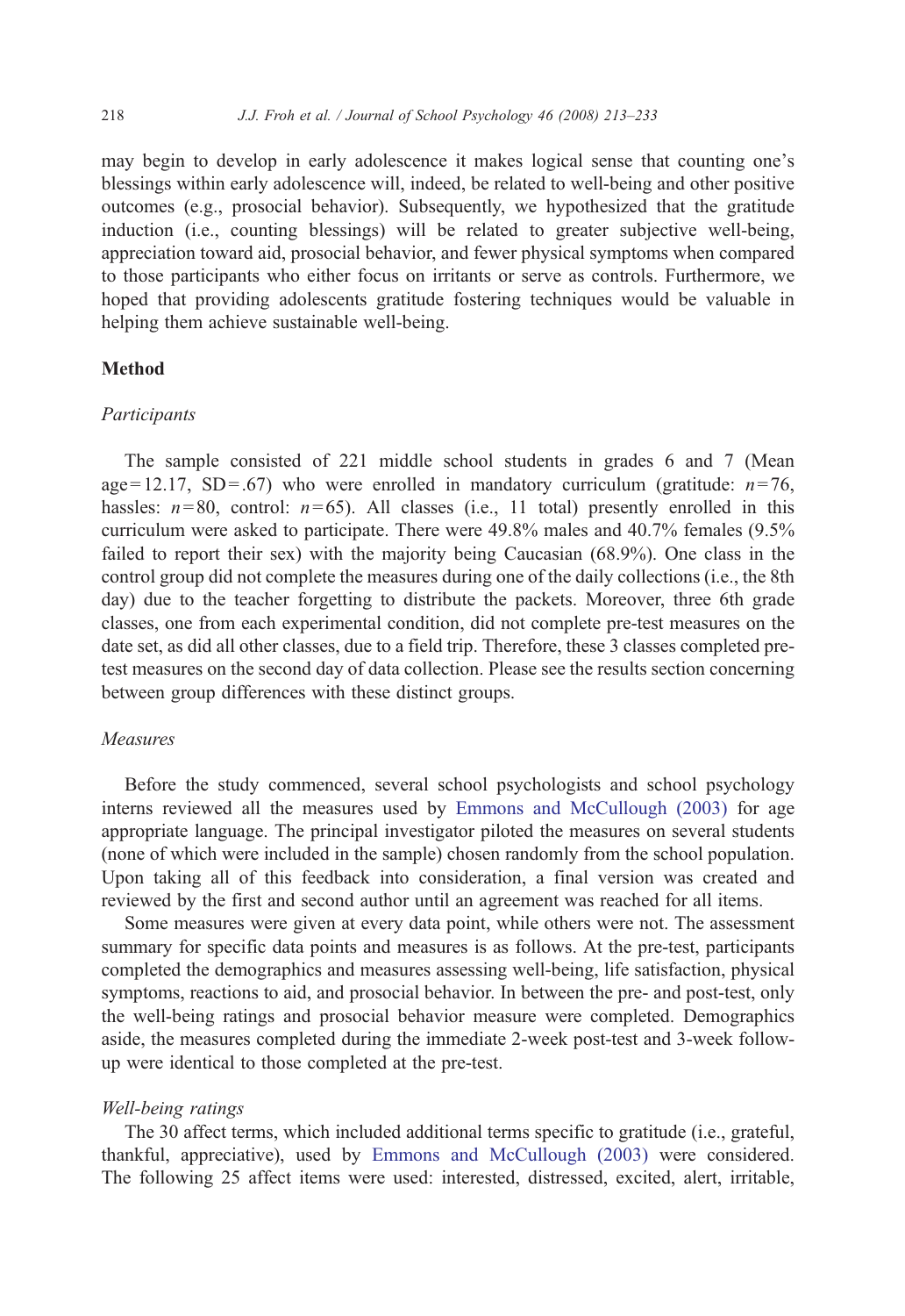may begin to develop in early adolescence it makes logical sense that counting one's blessings within early adolescence will, indeed, be related to well-being and other positive outcomes (e.g., prosocial behavior). Subsequently, we hypothesized that the gratitude induction (i.e., counting blessings) will be related to greater subjective well-being, appreciation toward aid, prosocial behavior, and fewer physical symptoms when compared to those participants who either focus on irritants or serve as controls. Furthermore, we hoped that providing adolescents gratitude fostering techniques would be valuable in helping them achieve sustainable well-being.

## Method

### *Participants*

The sample consisted of 221 middle school students in grades 6 and 7 (Mean age = 12.17, SD = .67) who were enrolled in mandatory curriculum (gratitude: $n$ = 76, hassles: $n$ = 80, control: $n$ = 65). All classes (i.e., 11 total) presently enrolled in this curriculum were asked to participate. There were 49.8% males and 40.7% females (9.5% failed to report their sex) with the majority being Caucasian (68.9%). One class in the control group did not complete the measures during one of the daily collections (i.e., the 8th day) due to the teacher forgetting to distribute the packets. Moreover, three 6th grade classes, one from each experimental condition, did not complete pre-test measures on the date set, as did all other classes, due to a field trip. Therefore, these 3 classes completed pre-test measures on the second day of data collection. Please see the results section concerning between group differences with these distinct groups.

### *Measures*

Before the study commenced, several school psychologists and school psychology interns reviewed all the measures used by Emmons and McCullough (2003) for age appropriate language. The principal investigator piloted the measures on several students (none of which were included in the sample) chosen randomly from the school population. Upon taking all of this feedback into consideration, a final version was created and reviewed by the first and second author until an agreement was reached for all items.

Some measures were given at every data point, while others were not. The assessment summary for specific data points and measures is as follows. At the pre-test, participants completed the demographics and measures assessing well-being, life satisfaction, physical symptoms, reactions to aid, and prosocial behavior. In between the pre- and post-test, only the well-being ratings and prosocial behavior measure were completed. Demographics aside, the measures completed during the immediate 2-week post-test and 3-week follow-up were identical to those completed at the pre-test.

#### *Well-being ratings*

The 30 affect terms, which included additional terms specific to gratitude (i.e., grateful, thankful, appreciative), used by Emmons and McCullough (2003) were considered. The following 25 affect items were used: interested, distressed, excited, alert, irritable,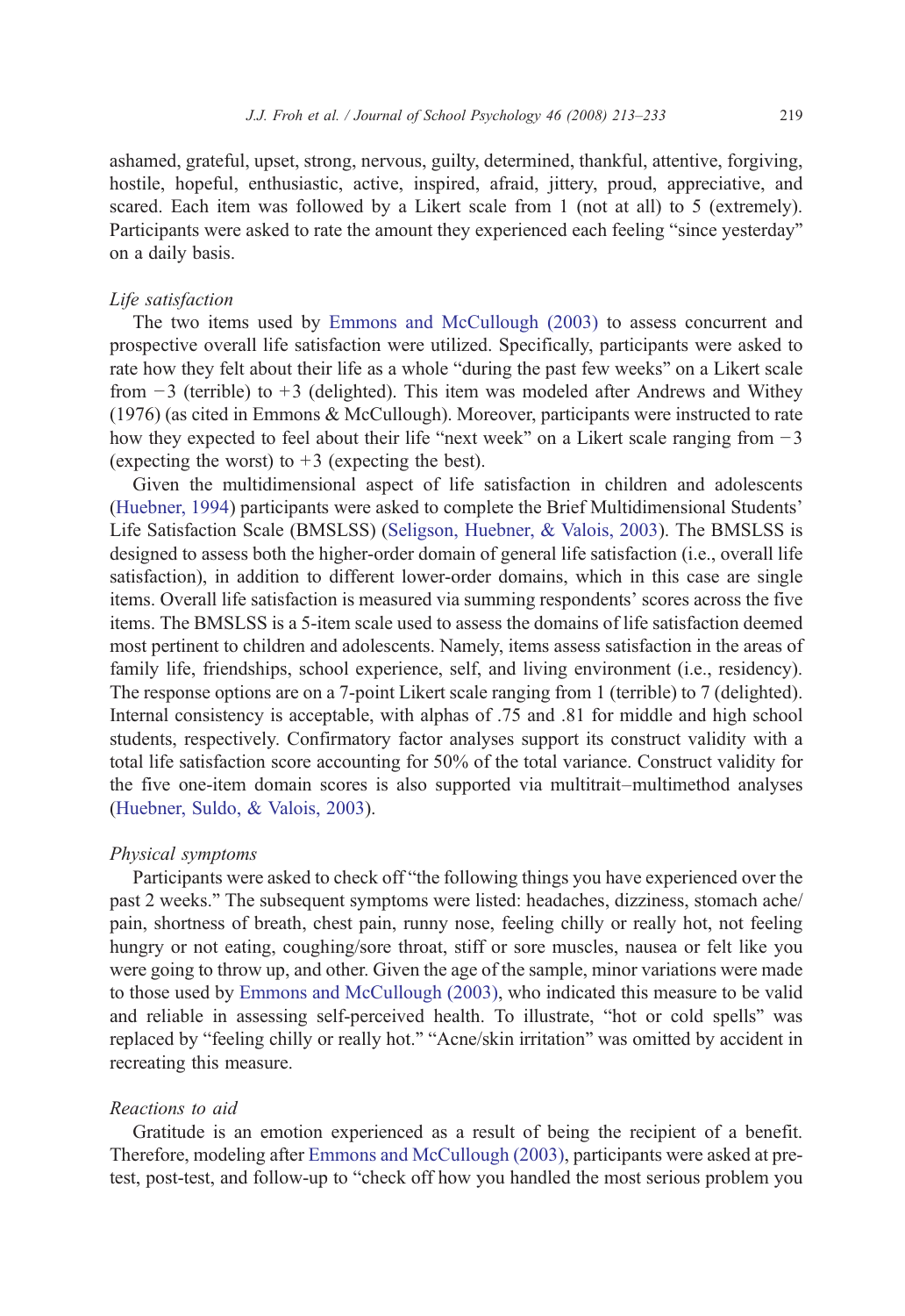ashamed, grateful, upset, strong, nervous, guilty, determined, thankful, attentive, forgiving, hostile, hopeful, enthusiastic, active, inspired, afraid, jittery, proud, appreciative, and scared. Each item was followed by a Likert scale from 1 (not at all) to 5 (extremely). Participants were asked to rate the amount they experienced each feeling "since yesterday" on a daily basis.

*Life satisfaction*

The two items used by Emmons and McCullough (2003) to assess concurrent and prospective overall life satisfaction were utilized. Specifically, participants were asked to rate how they felt about their life as a whole "during the past few weeks" on a Likert scale from −3 (terrible) to +3 (delighted). This item was modeled after Andrews and Withey (1976) (as cited in Emmons & McCullough). Moreover, participants were instructed to rate how they expected to feel about their life "next week" on a Likert scale ranging from −3 (expecting the worst) to +3 (expecting the best).

Given the multidimensional aspect of life satisfaction in children and adolescents (Huebner, 1994) participants were asked to complete the Brief Multidimensional Students' Life Satisfaction Scale (BMSLSS) (Seligson, Huebner, & Valois, 2003). The BMSLSS is designed to assess both the higher-order domain of general life satisfaction (i.e., overall life satisfaction), in addition to different lower-order domains, which in this case are single items. Overall life satisfaction is measured via summing respondents' scores across the five items. The BMSLSS is a 5-item scale used to assess the domains of life satisfaction deemed most pertinent to children and adolescents. Namely, items assess satisfaction in the areas of family life, friendships, school experience, self, and living environment (i.e., residency). The response options are on a 7-point Likert scale ranging from 1 (terrible) to 7 (delighted). Internal consistency is acceptable, with alphas of .75 and .81 for middle and high school students, respectively. Confirmatory factor analyses support its construct validity with a total life satisfaction score accounting for 50% of the total variance. Construct validity for the five one-item domain scores is also supported via multitrait–multimethod analyses (Huebner, Suldo, & Valois, 2003).

*Physical symptoms*

Participants were asked to check off "the following things you have experienced over the past 2 weeks." The subsequent symptoms were listed: headaches, dizziness, stomach ache/pain, shortness of breath, chest pain, runny nose, feeling chilly or really hot, not feeling hungry or not eating, coughing/sore throat, stiff or sore muscles, nausea or felt like you were going to throw up, and other. Given the age of the sample, minor variations were made to those used by Emmons and McCullough (2003), who indicated this measure to be valid and reliable in assessing self-perceived health. To illustrate, "hot or cold spells" was replaced by "feeling chilly or really hot." "Acne/skin irritation" was omitted by accident in recreating this measure.

*Reactions to aid*

Gratitude is an emotion experienced as a result of being the recipient of a benefit. Therefore, modeling after Emmons and McCullough (2003), participants were asked at pre-test, post-test, and follow-up to "check off how you handled the most serious problem you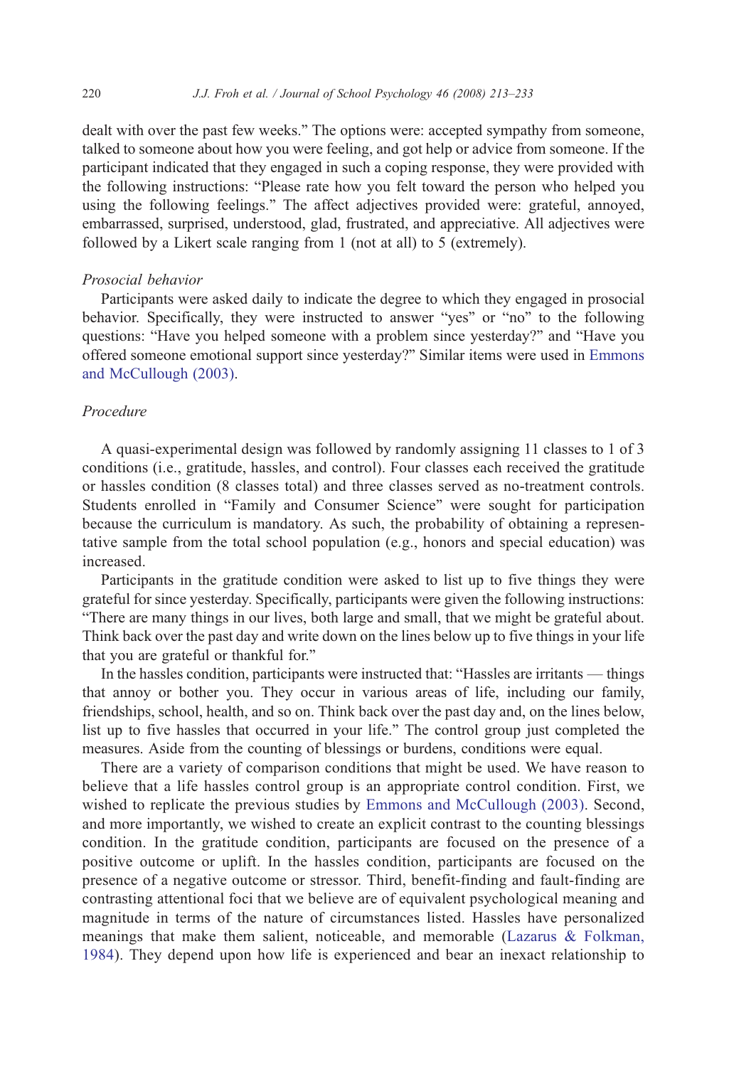dealt with over the past few weeks." The options were: accepted sympathy from someone, talked to someone about how you were feeling, and got help or advice from someone. If the participant indicated that they engaged in such a coping response, they were provided with the following instructions: "Please rate how you felt toward the person who helped you using the following feelings." The affect adjectives provided were: grateful, annoyed, embarrassed, surprised, understood, glad, frustrated, and appreciative. All adjectives were followed by a Likert scale ranging from 1 (not at all) to 5 (extremely).

#### *Prosocial behavior*

Participants were asked daily to indicate the degree to which they engaged in prosocial behavior. Specifically, they were instructed to answer "yes" or "no" to the following questions: "Have you helped someone with a problem since yesterday?" and "Have you offered someone emotional support since yesterday?" Similar items were used in Emmons and McCullough (2003).

### *Procedure*

A quasi-experimental design was followed by randomly assigning 11 classes to 1 of 3 conditions (i.e., gratitude, hassles, and control). Four classes each received the gratitude or hassles condition (8 classes total) and three classes served as no-treatment controls. Students enrolled in "Family and Consumer Science" were sought for participation because the curriculum is mandatory. As such, the probability of obtaining a representative sample from the total school population (e.g., honors and special education) was increased.

Participants in the gratitude condition were asked to list up to five things they were grateful for since yesterday. Specifically, participants were given the following instructions: "There are many things in our lives, both large and small, that we might be grateful about. Think back over the past day and write down on the lines below up to five things in your life that you are grateful or thankful for."

In the hassles condition, participants were instructed that: "Hassles are irritants — things that annoy or bother you. They occur in various areas of life, including our family, friendships, school, health, and so on. Think back over the past day and, on the lines below, list up to five hassles that occurred in your life." The control group just completed the measures. Aside from the counting of blessings or burdens, conditions were equal.

There are a variety of comparison conditions that might be used. We have reason to believe that a life hassles control group is an appropriate control condition. First, we wished to replicate the previous studies by Emmons and McCullough (2003). Second, and more importantly, we wished to create an explicit contrast to the counting blessings condition. In the gratitude condition, participants are focused on the presence of a positive outcome or uplift. In the hassles condition, participants are focused on the presence of a negative outcome or stressor. Third, benefit-finding and fault-finding are contrasting attentional foci that we believe are of equivalent psychological meaning and magnitude in terms of the nature of circumstances listed. Hassles have personalized meanings that make them salient, noticeable, and memorable (Lazarus & Folkman, 1984). They depend upon how life is experienced and bear an inexact relationship to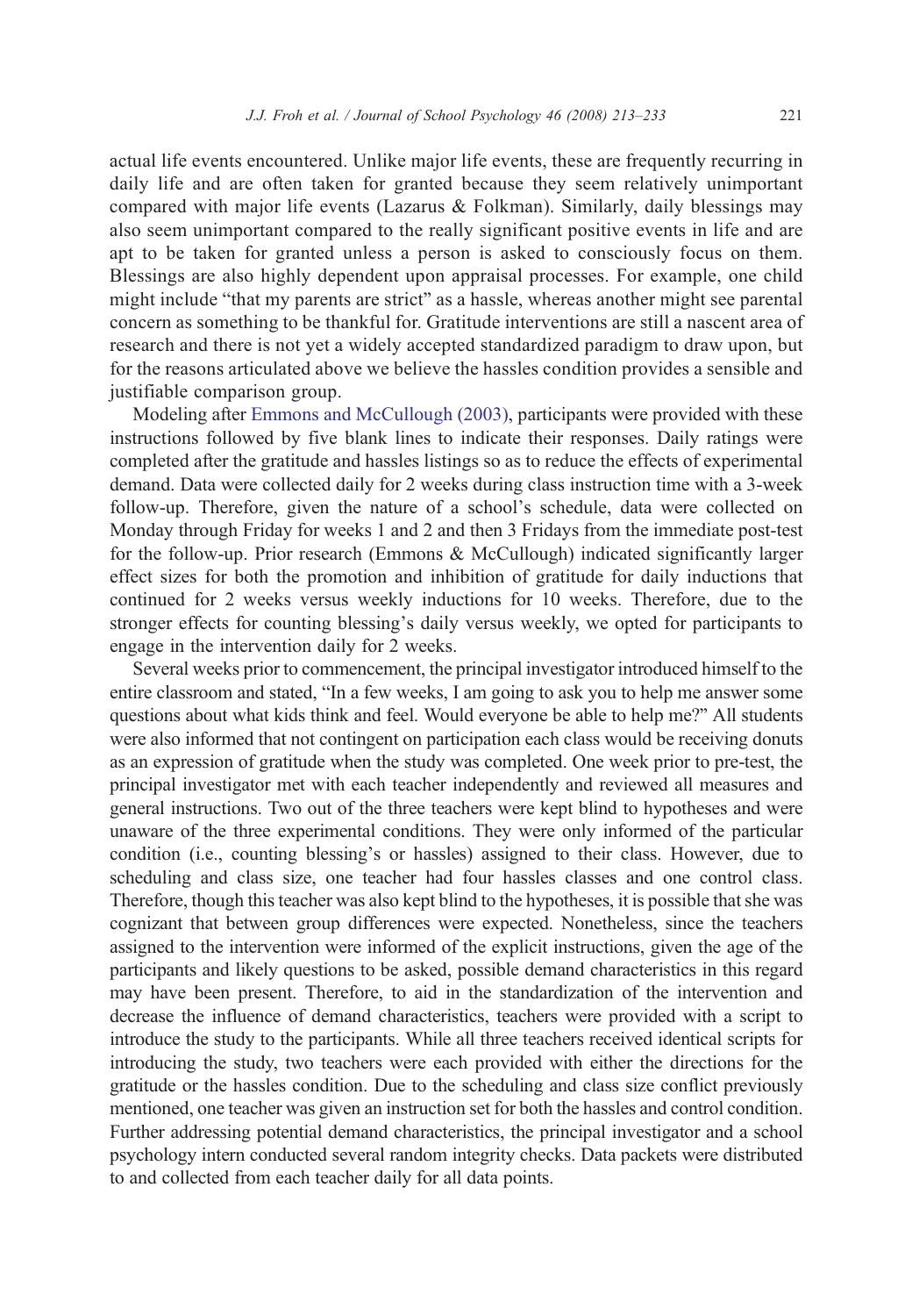actual life events encountered. Unlike major life events, these are frequently recurring in daily life and are often taken for granted because they seem relatively unimportant compared with major life events (Lazarus & Folkman). Similarly, daily blessings may also seem unimportant compared to the really significant positive events in life and are apt to be taken for granted unless a person is asked to consciously focus on them. Blessings are also highly dependent upon appraisal processes. For example, one child might include "that my parents are strict" as a hassle, whereas another might see parental concern as something to be thankful for. Gratitude interventions are still a nascent area of research and there is not yet a widely accepted standardized paradigm to draw upon, but for the reasons articulated above we believe the hassles condition provides a sensible and justifiable comparison group.

Modeling after Emmons and McCullough (2003), participants were provided with these instructions followed by five blank lines to indicate their responses. Daily ratings were completed after the gratitude and hassles listings so as to reduce the effects of experimental demand. Data were collected daily for 2 weeks during class instruction time with a 3-week follow-up. Therefore, given the nature of a school's schedule, data were collected on Monday through Friday for weeks 1 and 2 and then 3 Fridays from the immediate post-test for the follow-up. Prior research (Emmons & McCullough) indicated significantly larger effect sizes for both the promotion and inhibition of gratitude for daily inductions that continued for 2 weeks versus weekly inductions for 10 weeks. Therefore, due to the stronger effects for counting blessing's daily versus weekly, we opted for participants to engage in the intervention daily for 2 weeks.

Several weeks prior to commencement, the principal investigator introduced himself to the entire classroom and stated, "In a few weeks, I am going to ask you to help me answer some questions about what kids think and feel. Would everyone be able to help me?" All students were also informed that not contingent on participation each class would be receiving donuts as an expression of gratitude when the study was completed. One week prior to pre-test, the principal investigator met with each teacher independently and reviewed all measures and general instructions. Two out of the three teachers were kept blind to hypotheses and were unaware of the three experimental conditions. They were only informed of the particular condition (i.e., counting blessing's or hassles) assigned to their class. However, due to scheduling and class size, one teacher had four hassles classes and one control class. Therefore, though this teacher was also kept blind to the hypotheses, it is possible that she was cognizant that between group differences were expected. Nonetheless, since the teachers assigned to the intervention were informed of the explicit instructions, given the age of the participants and likely questions to be asked, possible demand characteristics in this regard may have been present. Therefore, to aid in the standardization of the intervention and decrease the influence of demand characteristics, teachers were provided with a script to introduce the study to the participants. While all three teachers received identical scripts for introducing the study, two teachers were each provided with either the directions for the gratitude or the hassles condition. Due to the scheduling and class size conflict previously mentioned, one teacher was given an instruction set for both the hassles and control condition. Further addressing potential demand characteristics, the principal investigator and a school psychology intern conducted several random integrity checks. Data packets were distributed to and collected from each teacher daily for all data points.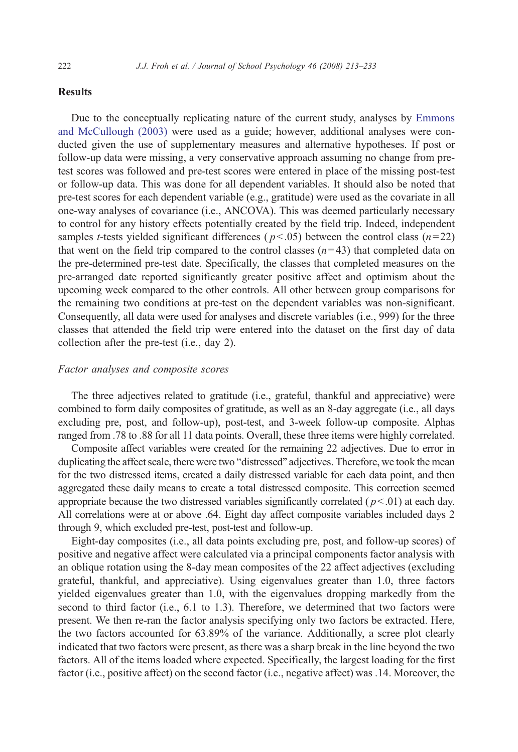## Results

Due to the conceptually replicating nature of the current study, analyses by Emmons and McCullough (2003) were used as a guide; however, additional analyses were conducted given the use of supplementary measures and alternative hypotheses. If post or follow-up data were missing, a very conservative approach assuming no change from pre-test scores was followed and pre-test scores were entered in place of the missing post-test or follow-up data. This was done for all dependent variables. It should also be noted that pre-test scores for each dependent variable (e.g., gratitude) were used as the covariate in all one-way analyses of covariance (i.e., ANCOVA). This was deemed particularly necessary to control for any history effects potentially created by the field trip. Indeed, independent samples *t*-tests yielded significant differences ($p<.05$) between the control class ($n=22$) that went on the field trip compared to the control classes ($n=43$) that completed data on the pre-determined pre-test date. Specifically, the classes that completed measures on the pre-arranged date reported significantly greater positive affect and optimism about the upcoming week compared to the other controls. All other between group comparisons for the remaining two conditions at pre-test on the dependent variables was non-significant. Consequently, all data were used for analyses and discrete variables (i.e., 999) for the three classes that attended the field trip were entered into the dataset on the first day of data collection after the pre-test (i.e., day 2).

### *Factor analyses and composite scores*

The three adjectives related to gratitude (i.e., grateful, thankful and appreciative) were combined to form daily composites of gratitude, as well as an 8-day aggregate (i.e., all days excluding pre, post, and follow-up), post-test, and 3-week follow-up composite. Alphas ranged from .78 to .88 for all 11 data points. Overall, these three items were highly correlated.

Composite affect variables were created for the remaining 22 adjectives. Due to error in duplicating the affect scale, there were two "distressed" adjectives. Therefore, we took the mean for the two distressed items, created a daily distressed variable for each data point, and then aggregated these daily means to create a total distressed composite. This correction seemed appropriate because the two distressed variables significantly correlated ($p<.01$) at each day. All correlations were at or above .64. Eight day affect composite variables included days 2 through 9, which excluded pre-test, post-test and follow-up.

Eight-day composites (i.e., all data points excluding pre, post, and follow-up scores) of positive and negative affect were calculated via a principal components factor analysis with an oblique rotation using the 8-day mean composites of the 22 affect adjectives (excluding grateful, thankful, and appreciative). Using eigenvalues greater than 1.0, three factors yielded eigenvalues greater than 1.0, with the eigenvalues dropping markedly from the second to third factor (i.e., 6.1 to 1.3). Therefore, we determined that two factors were present. We then re-ran the factor analysis specifying only two factors be extracted. Here, the two factors accounted for 63.89% of the variance. Additionally, a scree plot clearly indicated that two factors were present, as there was a sharp break in the line beyond the two factors. All of the items loaded where expected. Specifically, the largest loading for the first factor (i.e., positive affect) on the second factor (i.e., negative affect) was .14. Moreover, the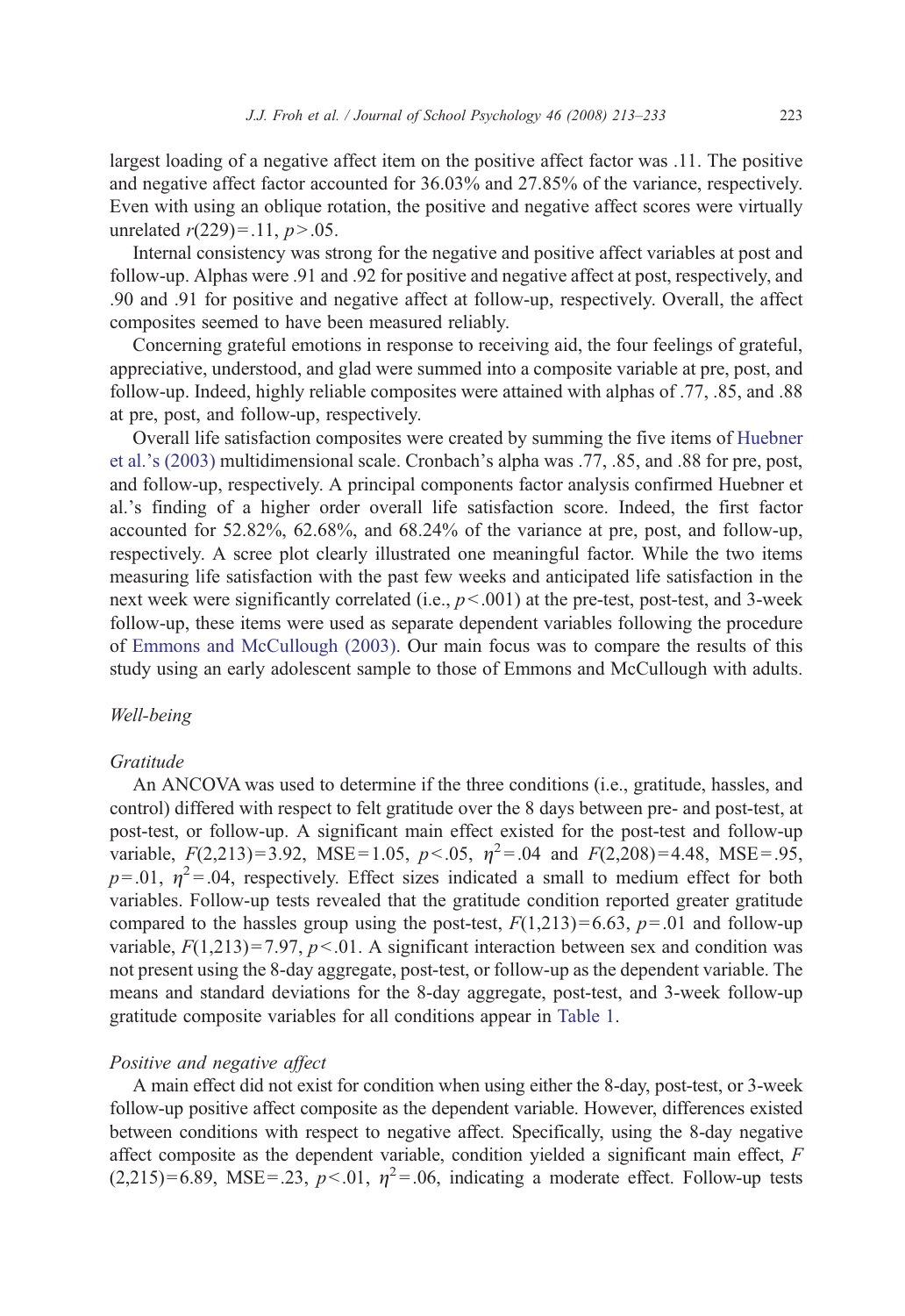largest loading of a negative affect item on the positive affect factor was .11. The positive and negative affect factor accounted for 36.03% and 27.85% of the variance, respectively. Even with using an oblique rotation, the positive and negative affect scores were virtually unrelated $r(229) = .11$, $p > .05$.

Internal consistency was strong for the negative and positive affect variables at post and follow-up. Alphas were .91 and .92 for positive and negative affect at post, respectively, and .90 and .91 for positive and negative affect at follow-up, respectively. Overall, the affect composites seemed to have been measured reliably.

Concerning grateful emotions in response to receiving aid, the four feelings of grateful, appreciative, understood, and glad were summed into a composite variable at pre, post, and follow-up. Indeed, highly reliable composites were attained with alphas of .77, .85, and .88 at pre, post, and follow-up, respectively.

Overall life satisfaction composites were created by summing the five items of Huebner et al.'s (2003) multidimensional scale. Cronbach's alpha was .77, .85, and .88 for pre, post, and follow-up, respectively. A principal components factor analysis confirmed Huebner et al.'s finding of a higher order overall life satisfaction score. Indeed, the first factor accounted for 52.82%, 62.68%, and 68.24% of the variance at pre, post, and follow-up, respectively. A scree plot clearly illustrated one meaningful factor. While the two items measuring life satisfaction with the past few weeks and anticipated life satisfaction in the next week were significantly correlated (i.e., $p < .001$) at the pre-test, post-test, and 3-week follow-up, these items were used as separate dependent variables following the procedure of Emmons and McCullough (2003). Our main focus was to compare the results of this study using an early adolescent sample to those of Emmons and McCullough with adults.

### *Well-being*

#### *Gratitude*

An ANCOVA was used to determine if the three conditions (i.e., gratitude, hassles, and control) differed with respect to felt gratitude over the 8 days between pre- and post-test, at post-test, or follow-up. A significant main effect existed for the post-test and follow-up variable, $F(2,213) = 3.92$, $MSE = 1.05$, $p < .05$, $\eta^2 = .04$ and $F(2,208) = 4.48$, $MSE = .95$, $p = .01$, $\eta^2 = .04$, respectively. Effect sizes indicated a small to medium effect for both variables. Follow-up tests revealed that the gratitude condition reported greater gratitude compared to the hassles group using the post-test, $F(1,213) = 6.63$, $p = .01$ and follow-up variable, $F(1,213) = 7.97$, $p < .01$. A significant interaction between sex and condition was not present using the 8-day aggregate, post-test, or follow-up as the dependent variable. The means and standard deviations for the 8-day aggregate, post-test, and 3-week follow-up gratitude composite variables for all conditions appear in Table 1.

#### *Positive and negative affect*

A main effect did not exist for condition when using either the 8-day, post-test, or 3-week follow-up positive affect composite as the dependent variable. However, differences existed between conditions with respect to negative affect. Specifically, using the 8-day negative affect composite as the dependent variable, condition yielded a significant main effect, $F(2,215) = 6.89$, $MSE = .23$, $p < .01$, $\eta^2 = .06$, indicating a moderate effect. Follow-up tests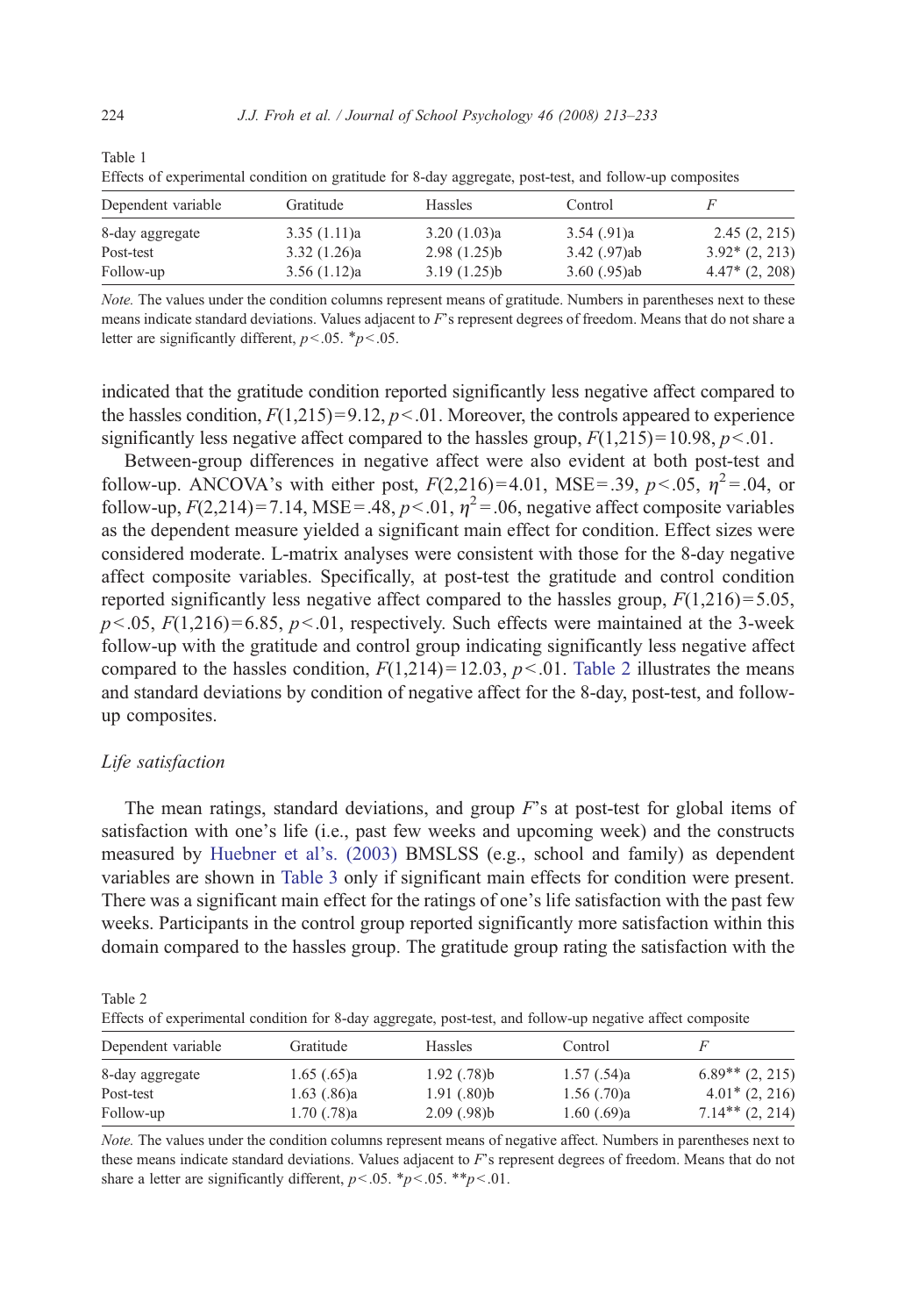Table 1

Effects of experimental condition on gratitude for 8-day aggregate, post-test, and follow-up composites

| Dependent variable | Gratitude | Hassles | Control | $F$ |
|---|---|---|---|---|
| 8-day aggregate | 3.35 (1.11)a | 3.20 (1.03)a | 3.54 (.91)a | 2.45 (2, 215) |
| Post-test | 3.32 (1.26)a | 2.98 (1.25)b | 3.42 (.97)ab | 3.92* (2, 213) |
| Follow-up | 3.56 (1.12)a | 3.19 (1.25)b | 3.60 (.95)ab | 4.47* (2, 208) |

*Note.* The values under the condition columns represent means of gratitude. Numbers in parentheses next to these means indicate standard deviations. Values adjacent to $F$'s represent degrees of freedom. Means that do not share a letter are significantly different, $p<.05$. \*$p<.05$.

indicated that the gratitude condition reported significantly less negative affect compared to the hassles condition, $F(1,215)=9.12$, $p<.01$. Moreover, the controls appeared to experience significantly less negative affect compared to the hassles group, $F(1,215)=10.98$, $p<.01$.

Between-group differences in negative affect were also evident at both post-test and follow-up. ANCOVA's with either post, $F(2,216)=4.01$, MSE=.39, $p<.05$, $\eta^2=.04$, or follow-up, $F(2,214)=7.14$, MSE=.48, $p<.01$, $\eta^2=.06$, negative affect composite variables as the dependent measure yielded a significant main effect for condition. Effect sizes were considered moderate. L-matrix analyses were consistent with those for the 8-day negative affect composite variables. Specifically, at post-test the gratitude and control condition reported significantly less negative affect compared to the hassles group, $F(1,216)=5.05$, $p<.05$, $F(1,216)=6.85$, $p<.01$, respectively. Such effects were maintained at the 3-week follow-up with the gratitude and control group indicating significantly less negative affect compared to the hassles condition, $F(1,214)=12.03$, $p<.01$. Table 2 illustrates the means and standard deviations by condition of negative affect for the 8-day, post-test, and follow-up composites.

### *Life satisfaction*

The mean ratings, standard deviations, and group $F$'s at post-test for global items of satisfaction with one's life (i.e., past few weeks and upcoming week) and the constructs measured by Huebner et al's. (2003) BMSLSS (e.g., school and family) as dependent variables are shown in Table 3 only if significant main effects for condition were present. There was a significant main effect for the ratings of one's life satisfaction with the past few weeks. Participants in the control group reported significantly more satisfaction within this domain compared to the hassles group. The gratitude group rating the satisfaction with the

Table 2

Effects of experimental condition for 8-day aggregate, post-test, and follow-up negative affect composite

| Dependent variable | Gratitude | Hassles | Control | $F$ |
|---|---|---|---|---|
| 8-day aggregate | 1.65 (.65)a | 1.92 (.78)b | 1.57 (.54)a | 6.89** (2, 215) |
| Post-test | 1.63 (.86)a | 1.91 (.80)b | 1.56 (.70)a | 4.01* (2, 216) |
| Follow-up | 1.70 (.78)a | 2.09 (.98)b | 1.60 (.69)a | 7.14** (2, 214) |

*Note.* The values under the condition columns represent means of negative affect. Numbers in parentheses next to these means indicate standard deviations. Values adjacent to $F$'s represent degrees of freedom. Means that do not share a letter are significantly different, $p<.05$. \*$p<.05$. \*\*$p<.01$.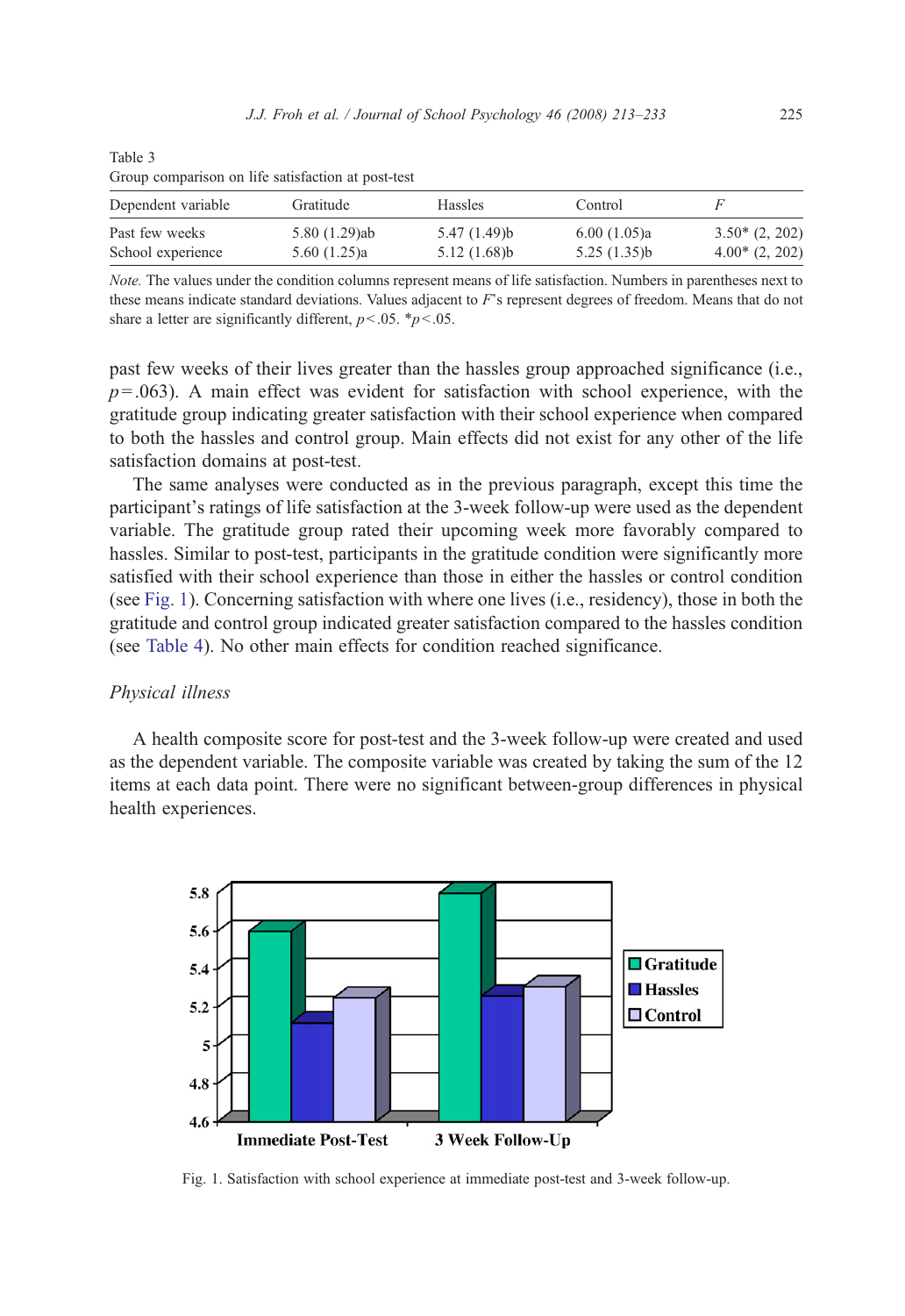Table 3

Group comparison on life satisfaction at post-test

| Dependent variable | Gratitude | Hassles | Control | *F* |
|---|---|---|---|---|
| Past few weeks | 5.80 (1.29)ab | 5.47 (1.49)b | 6.00 (1.05)a | 3.50* (2, 202) |
| School experience | 5.60 (1.25)a | 5.12 (1.68)b | 5.25 (1.35)b | 4.00* (2, 202) |

*Note.* The values under the condition columns represent means of life satisfaction. Numbers in parentheses next to these means indicate standard deviations. Values adjacent to *F*'s represent degrees of freedom. Means that do not share a letter are significantly different, $p<.05$. $^{*}p<.05$.

past few weeks of their lives greater than the hassles group approached significance (i.e., $p=.063$). A main effect was evident for satisfaction with school experience, with the gratitude group indicating greater satisfaction with their school experience when compared to both the hassles and control group. Main effects did not exist for any other of the life satisfaction domains at post-test.

The same analyses were conducted as in the previous paragraph, except this time the participant's ratings of life satisfaction at the 3-week follow-up were used as the dependent variable. The gratitude group rated their upcoming week more favorably compared to hassles. Similar to post-test, participants in the gratitude condition were significantly more satisfied with their school experience than those in either the hassles or control condition (see Fig. 1). Concerning satisfaction with where one lives (i.e., residency), those in both the gratitude and control group indicated greater satisfaction compared to the hassles condition (see Table 4). No other main effects for condition reached significance.

### Physical illness

A health composite score for post-test and the 3-week follow-up were created and used as the dependent variable. The composite variable was created by taking the sum of the 12 items at each data point. There were no significant between-group differences in physical health experiences.

Fig. 1. Satisfaction with school experience at immediate post-test and 3-week follow-up.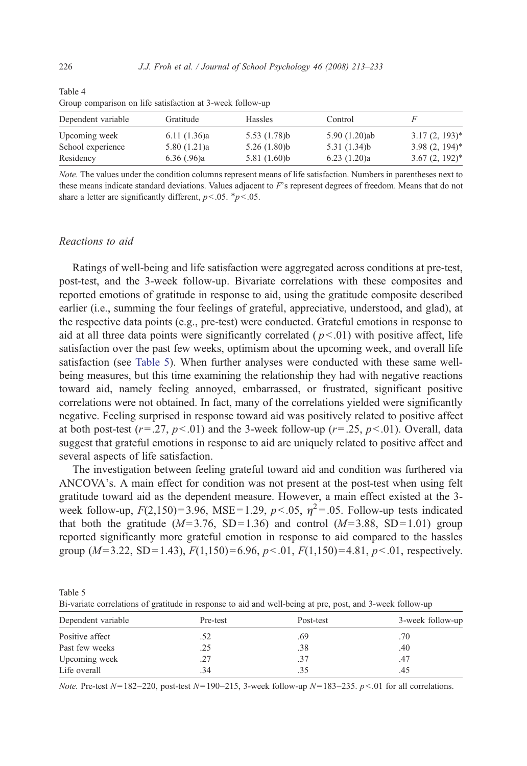Table 4
Group comparison on life satisfaction at 3-week follow-up

| Dependent variable | Gratitude | Hassles | Control | $F$ |
|---|---|---|---|---|
| Upcoming week | 6.11 (1.36)a | 5.53 (1.78)b | 5.90 (1.20)ab | 3.17 (2, 193)* |
| School experience | 5.80 (1.21)a | 5.26 (1.80)b | 5.31 (1.34)b | 3.98 (2, 194)* |
| Residency | 6.36 (.96)a | 5.81 (1.60)b | 6.23 (1.20)a | 3.67 (2, 192)* |

*Note.* The values under the condition columns represent means of life satisfaction. Numbers in parentheses next to these means indicate standard deviations. Values adjacent to $F$'s represent degrees of freedom. Means that do not share a letter are significantly different, $p<.05$. *$p<.05$.

### Reactions to aid

Ratings of well-being and life satisfaction were aggregated across conditions at pre-test, post-test, and the 3-week follow-up. Bivariate correlations with these composites and reported emotions of gratitude in response to aid, using the gratitude composite described earlier (i.e., summing the four feelings of grateful, appreciative, understood, and glad), at the respective data points (e.g., pre-test) were conducted. Grateful emotions in response to aid at all three data points were significantly correlated ($p<.01$) with positive affect, life satisfaction over the past few weeks, optimism about the upcoming week, and overall life satisfaction (see Table 5). When further analyses were conducted with these same well-being measures, but this time examining the relationship they had with negative reactions toward aid, namely feeling annoyed, embarrassed, or frustrated, significant positive correlations were not obtained. In fact, many of the correlations yielded were significantly negative. Feeling surprised in response toward aid was positively related to positive affect at both post-test ($r=.27$, $p<.01$) and the 3-week follow-up ($r=.25$, $p<.01$). Overall, data suggest that grateful emotions in response to aid are uniquely related to positive affect and several aspects of life satisfaction.

The investigation between feeling grateful toward aid and condition was furthered via ANCOVA's. A main effect for condition was not present at the post-test when using felt gratitude toward aid as the dependent measure. However, a main effect existed at the 3-week follow-up, $F(2,150)=3.96$, MSE$=1.29$, $p<.05$, $\eta^2=.05$. Follow-up tests indicated that both the gratitude ($M=3.76$, SD$=1.36$) and control ($M=3.88$, SD$=1.01$) group reported significantly more grateful emotion in response to aid compared to the hassles group ($M=3.22$, SD$=1.43$), $F(1,150)=6.96$, $p<.01$, $F(1,150)=4.81$, $p<.01$, respectively.

Table 5
Bi-variate correlations of gratitude in response to aid and well-being at pre, post, and 3-week follow-up

| Dependent variable | Pre-test | Post-test | 3-week follow-up |
|---|---|---|---|
| Positive affect | .52 | .69 | .70 |
| Past few weeks | .25 | .38 | .40 |
| Upcoming week | .27 | .37 | .47 |
| Life overall | .34 | .35 | .45 |

*Note.* Pre-test $N=182$–$220$, post-test $N=190$–$215$, 3-week follow-up $N=183$–$235$. $p<.01$ for all correlations.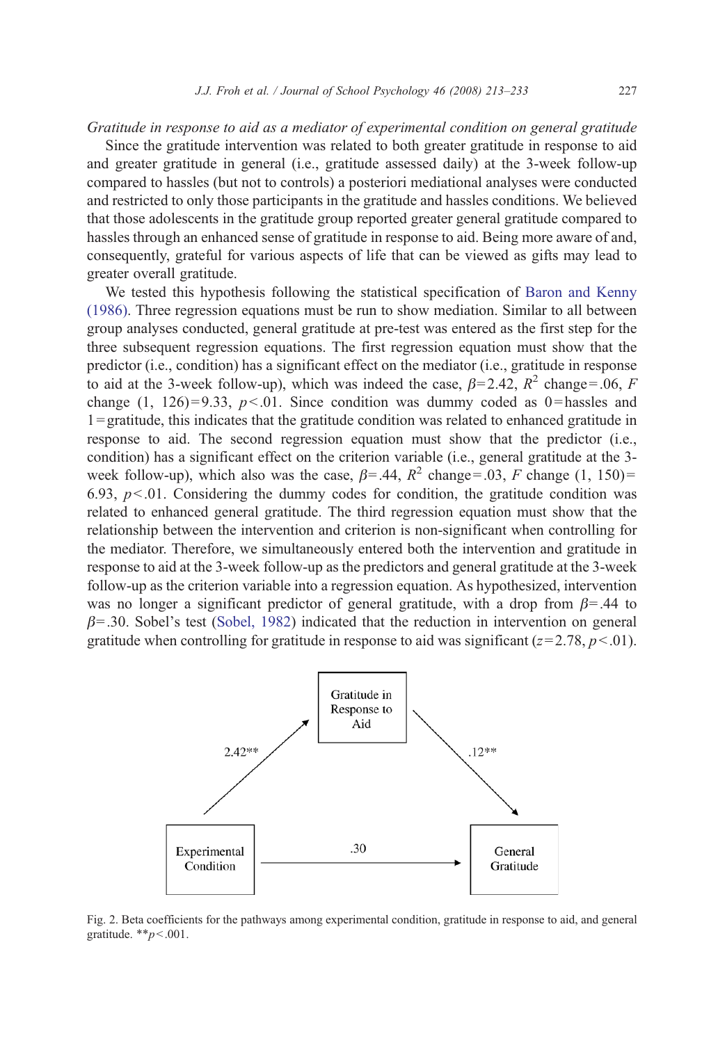*Gratitude in response to aid as a mediator of experimental condition on general gratitude*

Since the gratitude intervention was related to both greater gratitude in response to aid and greater gratitude in general (i.e., gratitude assessed daily) at the 3-week follow-up compared to hassles (but not to controls) a posteriori mediational analyses were conducted and restricted to only those participants in the gratitude and hassles conditions. We believed that those adolescents in the gratitude group reported greater general gratitude compared to hassles through an enhanced sense of gratitude in response to aid. Being more aware of and, consequently, grateful for various aspects of life that can be viewed as gifts may lead to greater overall gratitude.

We tested this hypothesis following the statistical specification of Baron and Kenny (1986). Three regression equations must be run to show mediation. Similar to all between group analyses conducted, general gratitude at pre-test was entered as the first step for the three subsequent regression equations. The first regression equation must show that the predictor (i.e., condition) has a significant effect on the mediator (i.e., gratitude in response to aid at the 3-week follow-up), which was indeed the case, $\beta=2.42$, $R^2$ change $=.06$, $F$ change $(1, 126)=9.33$, $p<.01$. Since condition was dummy coded as 0 = hassles and 1 = gratitude, this indicates that the gratitude condition was related to enhanced gratitude in response to aid. The second regression equation must show that the predictor (i.e., condition) has a significant effect on the criterion variable (i.e., general gratitude at the 3-week follow-up), which also was the case, $\beta=.44$, $R^2$ change $=.03$, $F$ change $(1, 150)=6.93$, $p<.01$. Considering the dummy codes for condition, the gratitude condition was related to enhanced general gratitude. The third regression equation must show that the relationship between the intervention and criterion is non-significant when controlling for the mediator. Therefore, we simultaneously entered both the intervention and gratitude in response to aid at the 3-week follow-up as the predictors and general gratitude at the 3-week follow-up as the criterion variable into a regression equation. As hypothesized, intervention was no longer a significant predictor of general gratitude, with a drop from $\beta=.44$ to $\beta=.30$. Sobel's test (Sobel, 1982) indicated that the reduction in intervention on general gratitude when controlling for gratitude in response to aid was significant ($z=2.78$, $p<.01$).

Fig. 2. Beta coefficients for the pathways among experimental condition, gratitude in response to aid, and general gratitude. **$p<.001$.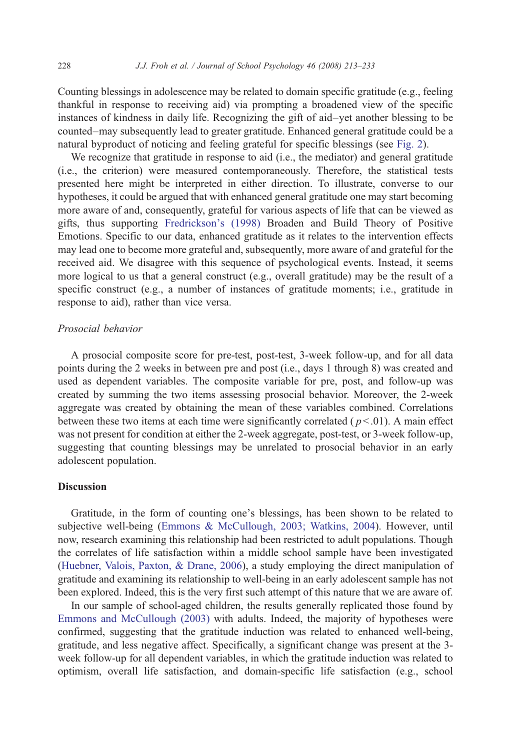Counting blessings in adolescence may be related to domain specific gratitude (e.g., feeling thankful in response to receiving aid) via prompting a broadened view of the specific instances of kindness in daily life. Recognizing the gift of aid–yet another blessing to be counted–may subsequently lead to greater gratitude. Enhanced general gratitude could be a natural byproduct of noticing and feeling grateful for specific blessings (see Fig. 2).

We recognize that gratitude in response to aid (i.e., the mediator) and general gratitude (i.e., the criterion) were measured contemporaneously. Therefore, the statistical tests presented here might be interpreted in either direction. To illustrate, converse to our hypotheses, it could be argued that with enhanced general gratitude one may start becoming more aware of and, consequently, grateful for various aspects of life that can be viewed as gifts, thus supporting Fredrickson's (1998) Broaden and Build Theory of Positive Emotions. Specific to our data, enhanced gratitude as it relates to the intervention effects may lead one to become more grateful and, subsequently, more aware of and grateful for the received aid. We disagree with this sequence of psychological events. Instead, it seems more logical to us that a general construct (e.g., overall gratitude) may be the result of a specific construct (e.g., a number of instances of gratitude moments; i.e., gratitude in response to aid), rather than vice versa.

### *Prosocial behavior*

A prosocial composite score for pre-test, post-test, 3-week follow-up, and for all data points during the 2 weeks in between pre and post (i.e., days 1 through 8) was created and used as dependent variables. The composite variable for pre, post, and follow-up was created by summing the two items assessing prosocial behavior. Moreover, the 2-week aggregate was created by obtaining the mean of these variables combined. Correlations between these two items at each time were significantly correlated ( $p < .01$). A main effect was not present for condition at either the 2-week aggregate, post-test, or 3-week follow-up, suggesting that counting blessings may be unrelated to prosocial behavior in an early adolescent population.

## Discussion

Gratitude, in the form of counting one's blessings, has been shown to be related to subjective well-being (Emmons & McCullough, 2003; Watkins, 2004). However, until now, research examining this relationship had been restricted to adult populations. Though the correlates of life satisfaction within a middle school sample have been investigated (Huebner, Valois, Paxton, & Drane, 2006), a study employing the direct manipulation of gratitude and examining its relationship to well-being in an early adolescent sample has not been explored. Indeed, this is the very first such attempt of this nature that we are aware of.

In our sample of school-aged children, the results generally replicated those found by Emmons and McCullough (2003) with adults. Indeed, the majority of hypotheses were confirmed, suggesting that the gratitude induction was related to enhanced well-being, gratitude, and less negative affect. Specifically, a significant change was present at the 3-week follow-up for all dependent variables, in which the gratitude induction was related to optimism, overall life satisfaction, and domain-specific life satisfaction (e.g., school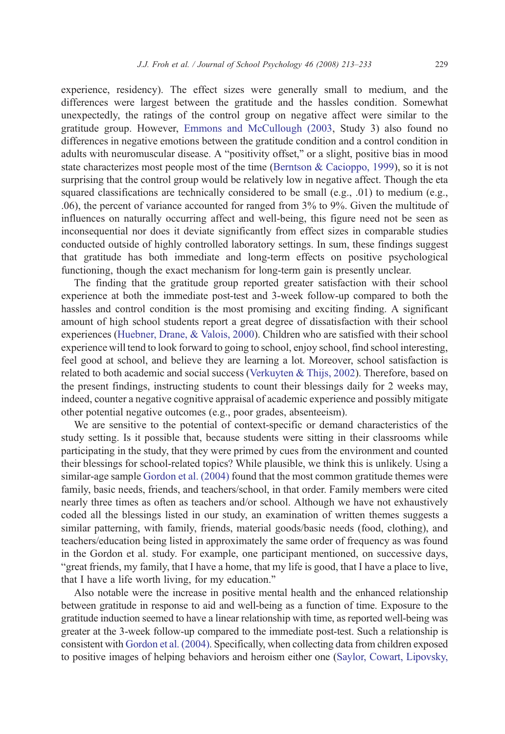experience, residency). The effect sizes were generally small to medium, and the differences were largest between the gratitude and the hassles condition. Somewhat unexpectedly, the ratings of the control group on negative affect were similar to the gratitude group. However, Emmons and McCullough (2003, Study 3) also found no differences in negative emotions between the gratitude condition and a control condition in adults with neuromuscular disease. A "positivity offset," or a slight, positive bias in mood state characterizes most people most of the time (Berntson & Cacioppo, 1999), so it is not surprising that the control group would be relatively low in negative affect. Though the eta squared classifications are technically considered to be small (e.g., .01) to medium (e.g., .06), the percent of variance accounted for ranged from 3% to 9%. Given the multitude of influences on naturally occurring affect and well-being, this figure need not be seen as inconsequential nor does it deviate significantly from effect sizes in comparable studies conducted outside of highly controlled laboratory settings. In sum, these findings suggest that gratitude has both immediate and long-term effects on positive psychological functioning, though the exact mechanism for long-term gain is presently unclear.

The finding that the gratitude group reported greater satisfaction with their school experience at both the immediate post-test and 3-week follow-up compared to both the hassles and control condition is the most promising and exciting finding. A significant amount of high school students report a great degree of dissatisfaction with their school experiences (Huebner, Drane, & Valois, 2000). Children who are satisfied with their school experience will tend to look forward to going to school, enjoy school, find school interesting, feel good at school, and believe they are learning a lot. Moreover, school satisfaction is related to both academic and social success (Verkuyten & Thijs, 2002). Therefore, based on the present findings, instructing students to count their blessings daily for 2 weeks may, indeed, counter a negative cognitive appraisal of academic experience and possibly mitigate other potential negative outcomes (e.g., poor grades, absenteeism).

We are sensitive to the potential of context-specific or demand characteristics of the study setting. Is it possible that, because students were sitting in their classrooms while participating in the study, that they were primed by cues from the environment and counted their blessings for school-related topics? While plausible, we think this is unlikely. Using a similar-age sample Gordon et al. (2004) found that the most common gratitude themes were family, basic needs, friends, and teachers/school, in that order. Family members were cited nearly three times as often as teachers and/or school. Although we have not exhaustively coded all the blessings listed in our study, an examination of written themes suggests a similar patterning, with family, friends, material goods/basic needs (food, clothing), and teachers/education being listed in approximately the same order of frequency as was found in the Gordon et al. study. For example, one participant mentioned, on successive days, "great friends, my family, that I have a home, that my life is good, that I have a place to live, that I have a life worth living, for my education."

Also notable were the increase in positive mental health and the enhanced relationship between gratitude in response to aid and well-being as a function of time. Exposure to the gratitude induction seemed to have a linear relationship with time, as reported well-being was greater at the 3-week follow-up compared to the immediate post-test. Such a relationship is consistent with Gordon et al. (2004). Specifically, when collecting data from children exposed to positive images of helping behaviors and heroism either one (Saylor, Cowart, Lipovsky,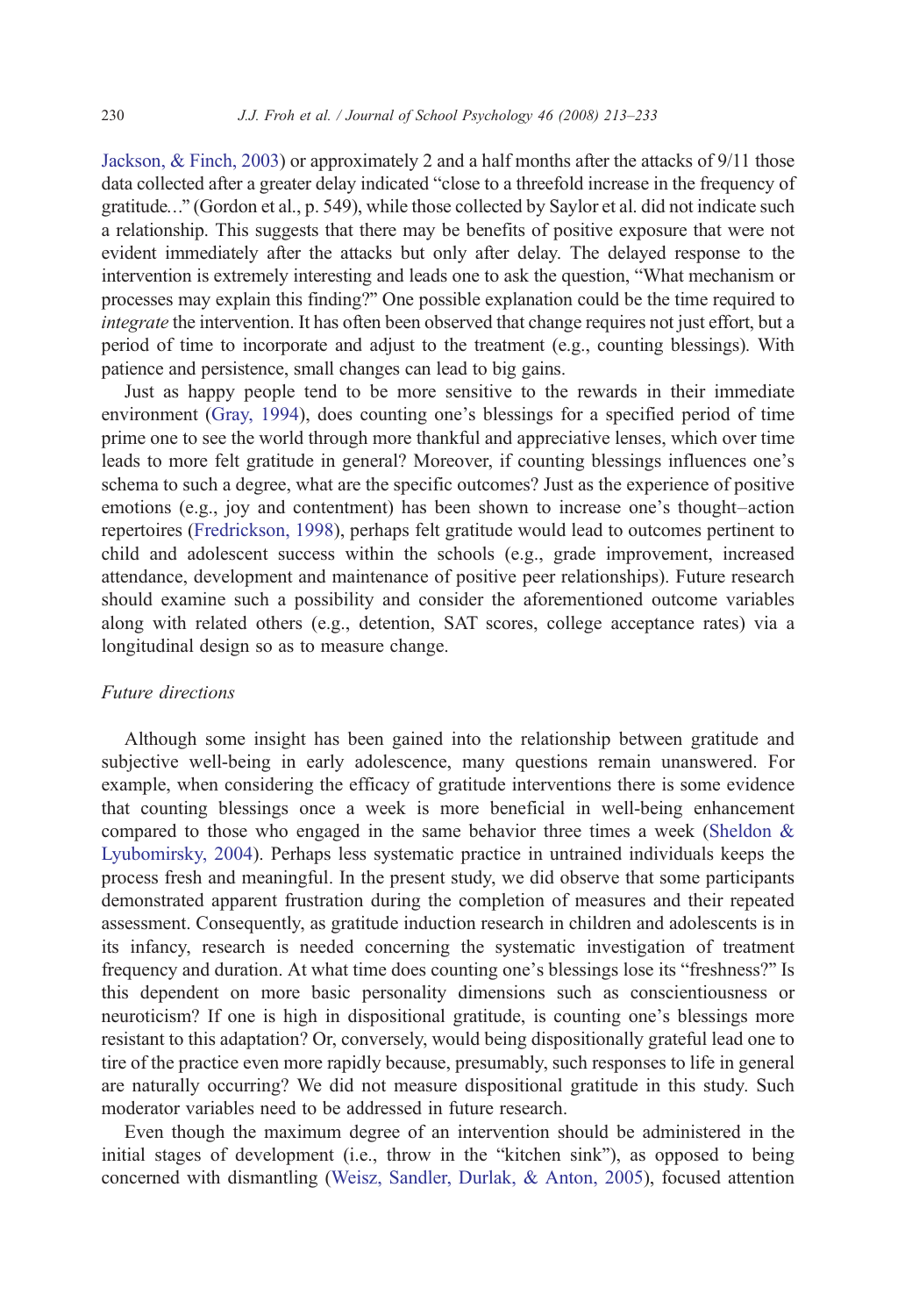Jackson, & Finch, 2003) or approximately 2 and a half months after the attacks of 9/11 those data collected after a greater delay indicated “close to a threefold increase in the frequency of gratitude…” (Gordon et al., p. 549), while those collected by Saylor et al. did not indicate such a relationship. This suggests that there may be benefits of positive exposure that were not evident immediately after the attacks but only after delay. The delayed response to the intervention is extremely interesting and leads one to ask the question, “What mechanism or processes may explain this finding?” One possible explanation could be the time required to *integrate* the intervention. It has often been observed that change requires not just effort, but a period of time to incorporate and adjust to the treatment (e.g., counting blessings). With patience and persistence, small changes can lead to big gains.

Just as happy people tend to be more sensitive to the rewards in their immediate environment (Gray, 1994), does counting one's blessings for a specified period of time prime one to see the world through more thankful and appreciative lenses, which over time leads to more felt gratitude in general? Moreover, if counting blessings influences one's schema to such a degree, what are the specific outcomes? Just as the experience of positive emotions (e.g., joy and contentment) has been shown to increase one's thought–action repertoires (Fredrickson, 1998), perhaps felt gratitude would lead to outcomes pertinent to child and adolescent success within the schools (e.g., grade improvement, increased attendance, development and maintenance of positive peer relationships). Future research should examine such a possibility and consider the aforementioned outcome variables along with related others (e.g., detention, SAT scores, college acceptance rates) via a longitudinal design so as to measure change.

### *Future directions*

Although some insight has been gained into the relationship between gratitude and subjective well-being in early adolescence, many questions remain unanswered. For example, when considering the efficacy of gratitude interventions there is some evidence that counting blessings once a week is more beneficial in well-being enhancement compared to those who engaged in the same behavior three times a week (Sheldon & Lyubomirsky, 2004). Perhaps less systematic practice in untrained individuals keeps the process fresh and meaningful. In the present study, we did observe that some participants demonstrated apparent frustration during the completion of measures and their repeated assessment. Consequently, as gratitude induction research in children and adolescents is in its infancy, research is needed concerning the systematic investigation of treatment frequency and duration. At what time does counting one's blessings lose its “freshness?” Is this dependent on more basic personality dimensions such as conscientiousness or neuroticism? If one is high in dispositional gratitude, is counting one's blessings more resistant to this adaptation? Or, conversely, would being dispositionally grateful lead one to tire of the practice even more rapidly because, presumably, such responses to life in general are naturally occurring? We did not measure dispositional gratitude in this study. Such moderator variables need to be addressed in future research.

Even though the maximum degree of an intervention should be administered in the initial stages of development (i.e., throw in the “kitchen sink”), as opposed to being concerned with dismantling (Weisz, Sandler, Durlak, & Anton, 2005), focused attention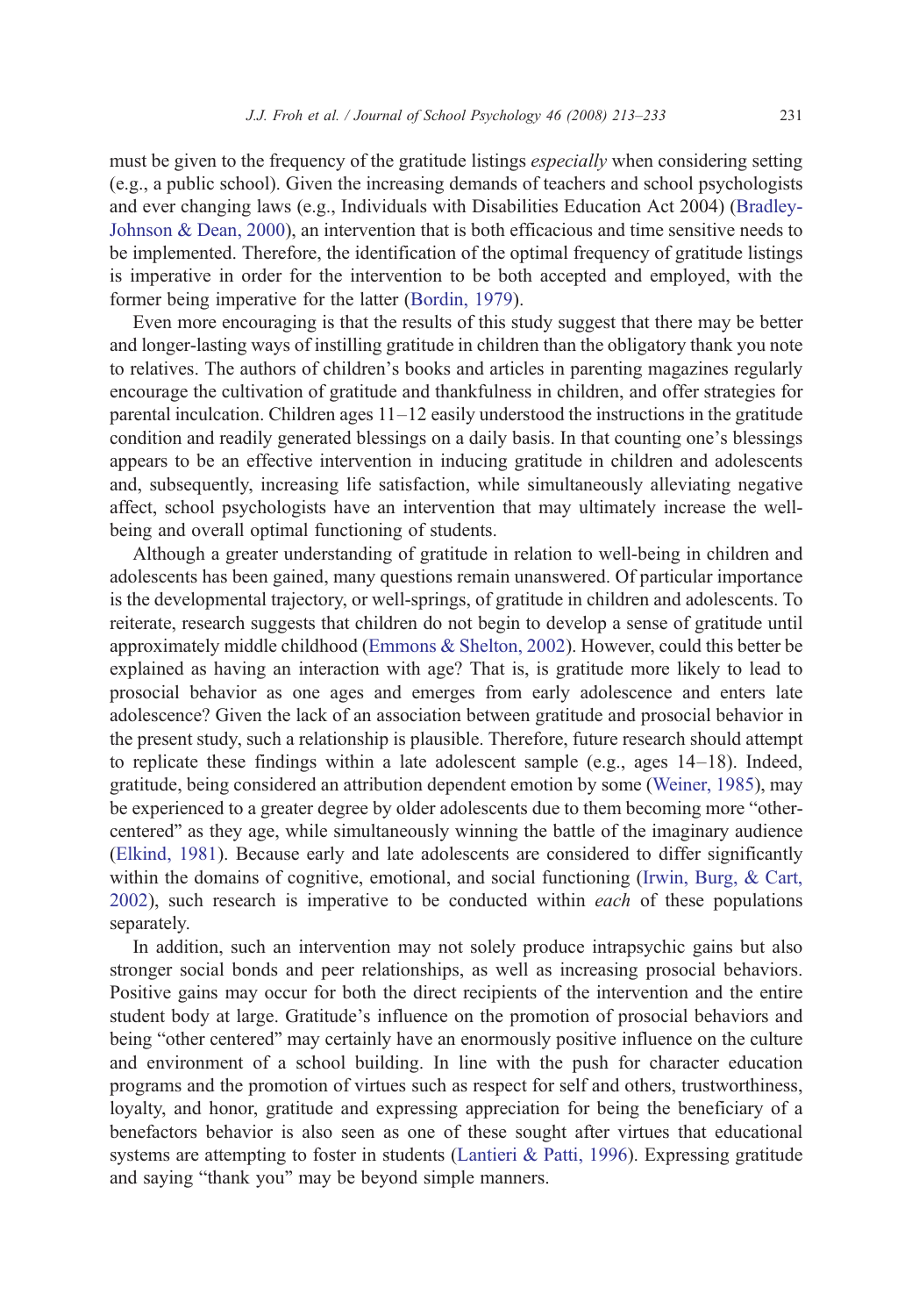must be given to the frequency of the gratitude listings *especially* when considering setting (e.g., a public school). Given the increasing demands of teachers and school psychologists and ever changing laws (e.g., Individuals with Disabilities Education Act 2004) (Bradley-Johnson & Dean, 2000), an intervention that is both efficacious and time sensitive needs to be implemented. Therefore, the identification of the optimal frequency of gratitude listings is imperative in order for the intervention to be both accepted and employed, with the former being imperative for the latter (Bordin, 1979).

Even more encouraging is that the results of this study suggest that there may be better and longer-lasting ways of instilling gratitude in children than the obligatory thank you note to relatives. The authors of children's books and articles in parenting magazines regularly encourage the cultivation of gratitude and thankfulness in children, and offer strategies for parental inculcation. Children ages 11–12 easily understood the instructions in the gratitude condition and readily generated blessings on a daily basis. In that counting one's blessings appears to be an effective intervention in inducing gratitude in children and adolescents and, subsequently, increasing life satisfaction, while simultaneously alleviating negative affect, school psychologists have an intervention that may ultimately increase the well-being and overall optimal functioning of students.

Although a greater understanding of gratitude in relation to well-being in children and adolescents has been gained, many questions remain unanswered. Of particular importance is the developmental trajectory, or well-springs, of gratitude in children and adolescents. To reiterate, research suggests that children do not begin to develop a sense of gratitude until approximately middle childhood (Emmons & Shelton, 2002). However, could this better be explained as having an interaction with age? That is, is gratitude more likely to lead to prosocial behavior as one ages and emerges from early adolescence and enters late adolescence? Given the lack of an association between gratitude and prosocial behavior in the present study, such a relationship is plausible. Therefore, future research should attempt to replicate these findings within a late adolescent sample (e.g., ages 14–18). Indeed, gratitude, being considered an attribution dependent emotion by some (Weiner, 1985), may be experienced to a greater degree by older adolescents due to them becoming more "other-centered" as they age, while simultaneously winning the battle of the imaginary audience (Elkind, 1981). Because early and late adolescents are considered to differ significantly within the domains of cognitive, emotional, and social functioning (Irwin, Burg, & Cart, 2002), such research is imperative to be conducted within *each* of these populations separately.

In addition, such an intervention may not solely produce intrapsychic gains but also stronger social bonds and peer relationships, as well as increasing prosocial behaviors. Positive gains may occur for both the direct recipients of the intervention and the entire student body at large. Gratitude's influence on the promotion of prosocial behaviors and being "other centered" may certainly have an enormously positive influence on the culture and environment of a school building. In line with the push for character education programs and the promotion of virtues such as respect for self and others, trustworthiness, loyalty, and honor, gratitude and expressing appreciation for being the beneficiary of a benefactors behavior is also seen as one of these sought after virtues that educational systems are attempting to foster in students (Lantieri & Patti, 1996). Expressing gratitude and saying "thank you" may be beyond simple manners.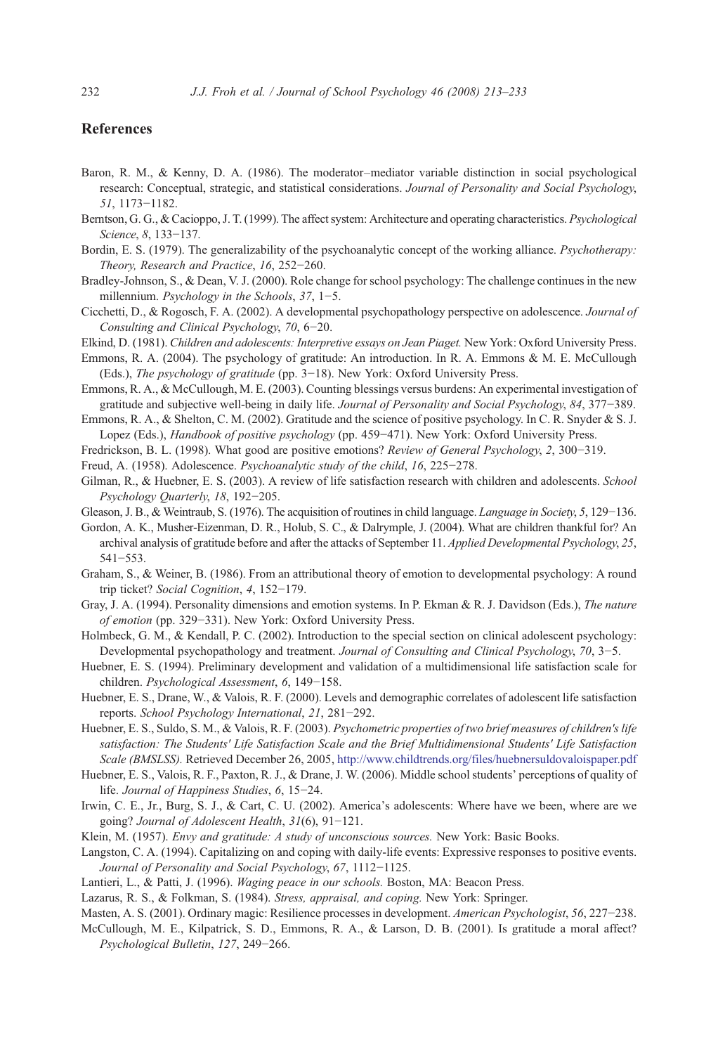## References

Baron, R. M., & Kenny, D. A. (1986). The moderator–mediator variable distinction in social psychological research: Conceptual, strategic, and statistical considerations. *Journal of Personality and Social Psychology*, *51*, 1173−1182.

Berntson, G. G., & Cacioppo, J. T. (1999). The affect system: Architecture and operating characteristics. *Psychological Science*, *8*, 133−137.

Bordin, E. S. (1979). The generalizability of the psychoanalytic concept of the working alliance. *Psychotherapy: Theory, Research and Practice*, *16*, 252−260.

Bradley-Johnson, S., & Dean, V. J. (2000). Role change for school psychology: The challenge continues in the new millennium. *Psychology in the Schools*, *37*, 1−5.

Cicchetti, D., & Rogosch, F. A. (2002). A developmental psychopathology perspective on adolescence. *Journal of Consulting and Clinical Psychology*, *70*, 6−20.

Elkind, D. (1981). *Children and adolescents: Interpretive essays on Jean Piaget.* New York: Oxford University Press.

Emmons, R. A. (2004). The psychology of gratitude: An introduction. In R. A. Emmons & M. E. McCullough (Eds.), *The psychology of gratitude* (pp. 3−18). New York: Oxford University Press.

Emmons, R. A., & McCullough, M. E. (2003). Counting blessings versus burdens: An experimental investigation of gratitude and subjective well-being in daily life. *Journal of Personality and Social Psychology*, *84*, 377−389.

Emmons, R. A., & Shelton, C. M. (2002). Gratitude and the science of positive psychology. In C. R. Snyder & S. J. Lopez (Eds.), *Handbook of positive psychology* (pp. 459−471). New York: Oxford University Press.

Fredrickson, B. L. (1998). What good are positive emotions? *Review of General Psychology*, *2*, 300−319.

Freud, A. (1958). Adolescence. *Psychoanalytic study of the child*, *16*, 225−278.

Gilman, R., & Huebner, E. S. (2003). A review of life satisfaction research with children and adolescents. *School Psychology Quarterly*, *18*, 192−205.

Gleason, J. B., & Weintraub, S. (1976). The acquisition of routines in child language. *Language in Society*, *5*, 129−136.

Gordon, A. K., Musher-Eizenman, D. R., Holub, S. C., & Dalrymple, J. (2004). What are children thankful for? An archival analysis of gratitude before and after the attacks of September 11. *Applied Developmental Psychology*, *25*, 541−553.

Graham, S., & Weiner, B. (1986). From an attributional theory of emotion to developmental psychology: A round trip ticket? *Social Cognition*, *4*, 152−179.

Gray, J. A. (1994). Personality dimensions and emotion systems. In P. Ekman & R. J. Davidson (Eds.), *The nature of emotion* (pp. 329−331). New York: Oxford University Press.

Holmbeck, G. M., & Kendall, P. C. (2002). Introduction to the special section on clinical adolescent psychology: Developmental psychopathology and treatment. *Journal of Consulting and Clinical Psychology*, *70*, 3−5.

Huebner, E. S. (1994). Preliminary development and validation of a multidimensional life satisfaction scale for children. *Psychological Assessment*, *6*, 149−158.

Huebner, E. S., Drane, W., & Valois, R. F. (2000). Levels and demographic correlates of adolescent life satisfaction reports. *School Psychology International*, *21*, 281−292.

Huebner, E. S., Suldo, S. M., & Valois, R. F. (2003). *Psychometric properties of two brief measures of children's life satisfaction: The Students' Life Satisfaction Scale and the Brief Multidimensional Students' Life Satisfaction Scale (BMSLSS).* Retrieved December 26, 2005, http://www.childtrends.org/files/huebnersuldovaloispaper.pdf

Huebner, E. S., Valois, R. F., Paxton, R. J., & Drane, J. W. (2006). Middle school students' perceptions of quality of life. *Journal of Happiness Studies*, *6*, 15−24.

Irwin, C. E., Jr., Burg, S. J., & Cart, C. U. (2002). America's adolescents: Where have we been, where are we going? *Journal of Adolescent Health*, *31*(6), 91−121.

Klein, M. (1957). *Envy and gratitude: A study of unconscious sources.* New York: Basic Books.

Langston, C. A. (1994). Capitalizing on and coping with daily-life events: Expressive responses to positive events. *Journal of Personality and Social Psychology*, *67*, 1112−1125.

Lantieri, L., & Patti, J. (1996). *Waging peace in our schools.* Boston, MA: Beacon Press.

Lazarus, R. S., & Folkman, S. (1984). *Stress, appraisal, and coping.* New York: Springer.

Masten, A. S. (2001). Ordinary magic: Resilience processes in development. *American Psychologist*, *56*, 227−238.

McCullough, M. E., Kilpatrick, S. D., Emmons, R. A., & Larson, D. B. (2001). Is gratitude a moral affect? *Psychological Bulletin*, *127*, 249−266.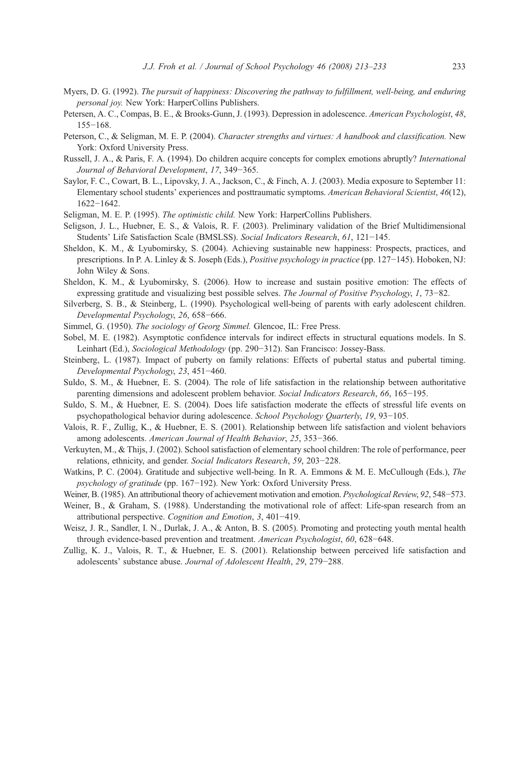Myers, D. G. (1992). *The pursuit of happiness: Discovering the pathway to fulfillment, well-being, and enduring personal joy.* New York: HarperCollins Publishers.

Petersen, A. C., Compas, B. E., & Brooks-Gunn, J. (1993). Depression in adolescence. *American Psychologist*, *48*, 155−168.

Peterson, C., & Seligman, M. E. P. (2004). *Character strengths and virtues: A handbook and classification.* New York: Oxford University Press.

Russell, J. A., & Paris, F. A. (1994). Do children acquire concepts for complex emotions abruptly? *International Journal of Behavioral Development*, *17*, 349−365.

Saylor, F. C., Cowart, B. L., Lipovsky, J. A., Jackson, C., & Finch, A. J. (2003). Media exposure to September 11: Elementary school students' experiences and posttraumatic symptoms. *American Behavioral Scientist*, *46*(12), 1622−1642.

Seligman, M. E. P. (1995). *The optimistic child.* New York: HarperCollins Publishers.

Seligson, J. L., Huebner, E. S., & Valois, R. F. (2003). Preliminary validation of the Brief Multidimensional Students' Life Satisfaction Scale (BMSLSS). *Social Indicators Research*, *61*, 121−145.

Sheldon, K. M., & Lyubomirsky, S. (2004). Achieving sustainable new happiness: Prospects, practices, and prescriptions. In P. A. Linley & S. Joseph (Eds.), *Positive psychology in practice* (pp. 127−145). Hoboken, NJ: John Wiley & Sons.

Sheldon, K. M., & Lyubomirsky, S. (2006). How to increase and sustain positive emotion: The effects of expressing gratitude and visualizing best possible selves. *The Journal of Positive Psychology*, *1*, 73−82.

Silverberg, S. B., & Steinberg, L. (1990). Psychological well-being of parents with early adolescent children. *Developmental Psychology*, *26*, 658−666.

Simmel, G. (1950). *The sociology of Georg Simmel.* Glencoe, IL: Free Press.

Sobel, M. E. (1982). Asymptotic confidence intervals for indirect effects in structural equations models. In S. Leinhart (Ed.), *Sociological Methodology* (pp. 290−312). San Francisco: Jossey-Bass.

Steinberg, L. (1987). Impact of puberty on family relations: Effects of pubertal status and pubertal timing. *Developmental Psychology*, *23*, 451−460.

Suldo, S. M., & Huebner, E. S. (2004). The role of life satisfaction in the relationship between authoritative parenting dimensions and adolescent problem behavior. *Social Indicators Research*, *66*, 165−195.

Suldo, S. M., & Huebner, E. S. (2004). Does life satisfaction moderate the effects of stressful life events on psychopathological behavior during adolescence. *School Psychology Quarterly*, *19*, 93−105.

Valois, R. F., Zullig, K., & Huebner, E. S. (2001). Relationship between life satisfaction and violent behaviors among adolescents. *American Journal of Health Behavior*, *25*, 353−366.

Verkuyten, M., & Thijs, J. (2002). School satisfaction of elementary school children: The role of performance, peer relations, ethnicity, and gender. *Social Indicators Research*, *59*, 203−228.

Watkins, P. C. (2004). Gratitude and subjective well-being. In R. A. Emmons & M. E. McCullough (Eds.), *The psychology of gratitude* (pp. 167−192). New York: Oxford University Press.

Weiner, B. (1985). An attributional theory of achievement motivation and emotion. *Psychological Review*, *92*, 548−573.

Weiner, B., & Graham, S. (1988). Understanding the motivational role of affect: Life-span research from an attributional perspective. *Cognition and Emotion*, *3*, 401−419.

Weisz, J. R., Sandler, I. N., Durlak, J. A., & Anton, B. S. (2005). Promoting and protecting youth mental health through evidence-based prevention and treatment. *American Psychologist*, *60*, 628−648.

Zullig, K. J., Valois, R. T., & Huebner, E. S. (2001). Relationship between perceived life satisfaction and adolescents' substance abuse. *Journal of Adolescent Health*, *29*, 279−288.